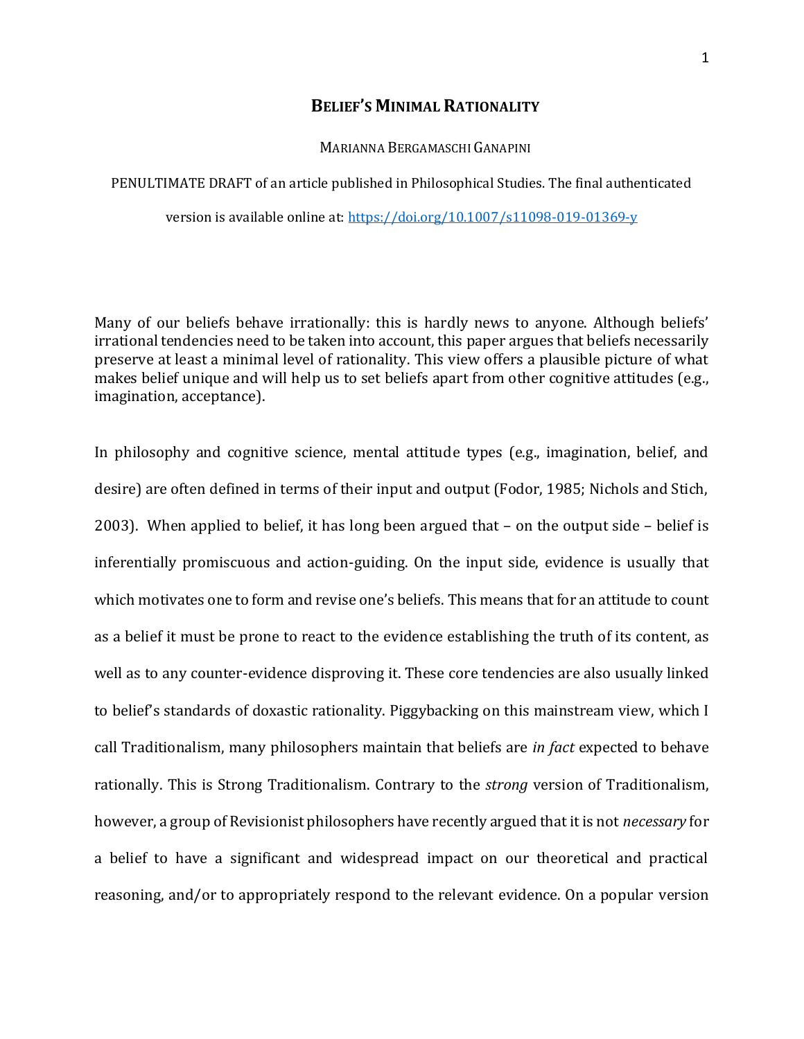# BELIEF'S MINIMAL RATIONALITY

MARIANNA BERGAMASCHI GANAPINI

PENULTIMATE DRAFT of an article published in Philosophical Studies. The final authenticated version is available online at: https://doi.org/10.1007/s11098-019-01369-y

Many of our beliefs behave irrationally: this is hardly news to anyone. Although beliefs' irrational tendencies need to be taken into account, this paper argues that beliefs necessarily preserve at least a minimal level of rationality. This view offers a plausible picture of what makes belief unique and will help us to set beliefs apart from other cognitive attitudes (e.g., imagination, acceptance).

In philosophy and cognitive science, mental attitude types (e.g., imagination, belief, and desire) are often defined in terms of their input and output (Fodor, 1985; Nichols and Stich, 2003). When applied to belief, it has long been argued that – on the output side – belief is inferentially promiscuous and action-guiding. On the input side, evidence is usually that which motivates one to form and revise one's beliefs. This means that for an attitude to count as a belief it must be prone to react to the evidence establishing the truth of its content, as well as to any counter-evidence disproving it. These core tendencies are also usually linked to belief's standards of doxastic rationality. Piggybacking on this mainstream view, which I call Traditionalism, many philosophers maintain that beliefs are *in fact* expected to behave rationally. This is Strong Traditionalism. Contrary to the *strong* version of Traditionalism, however, a group of Revisionist philosophers have recently argued that it is not *necessary* for a belief to have a significant and widespread impact on our theoretical and practical reasoning, and/or to appropriately respond to the relevant evidence. On a popular version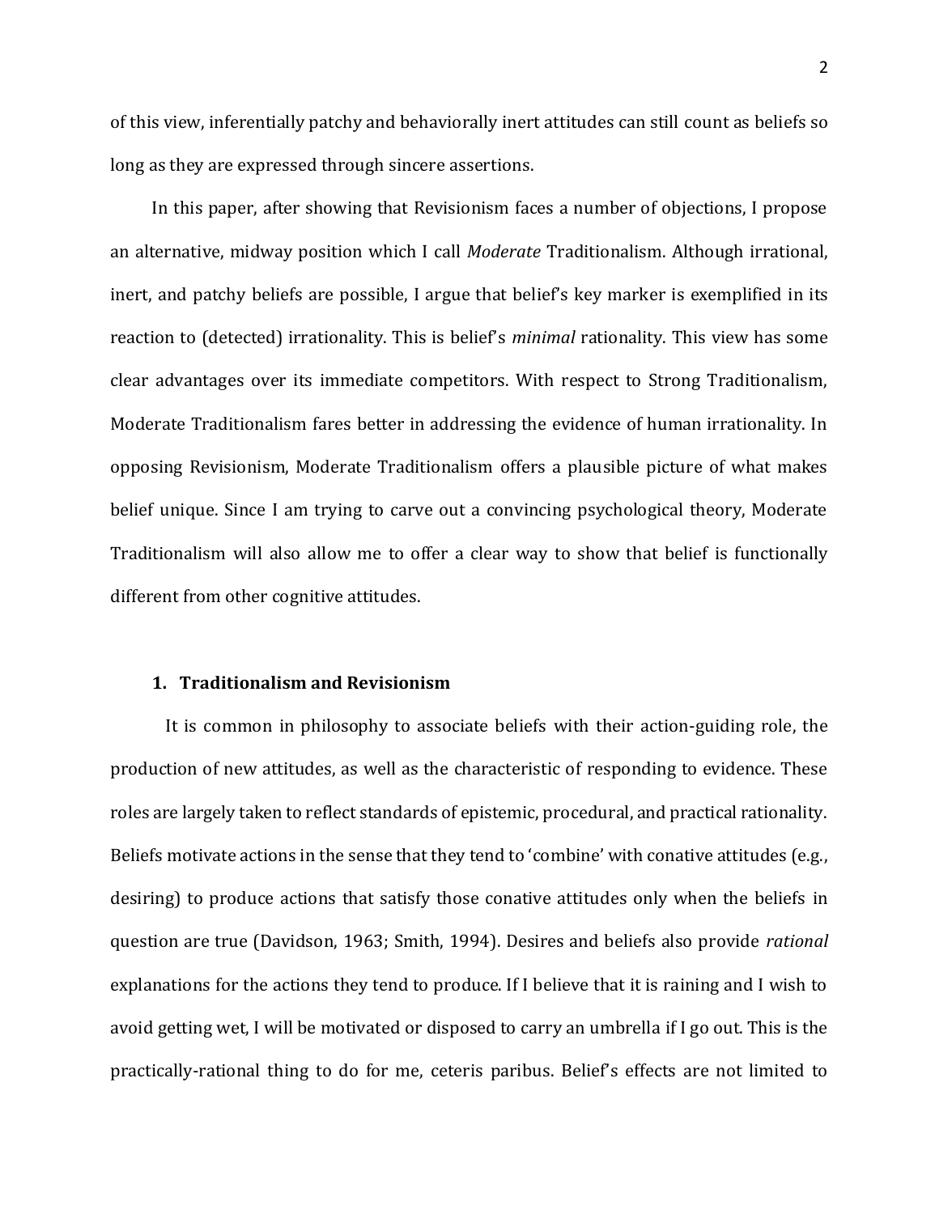of this view, inferentially patchy and behaviorally inert attitudes can still count as beliefs so long as they are expressed through sincere assertions.

In this paper, after showing that Revisionism faces a number of objections, I propose an alternative, midway position which I call *Moderate* Traditionalism. Although irrational, inert, and patchy beliefs are possible, I argue that belief's key marker is exemplified in its reaction to (detected) irrationality. This is belief's *minimal* rationality. This view has some clear advantages over its immediate competitors. With respect to Strong Traditionalism, Moderate Traditionalism fares better in addressing the evidence of human irrationality. In opposing Revisionism, Moderate Traditionalism offers a plausible picture of what makes belief unique. Since I am trying to carve out a convincing psychological theory, Moderate Traditionalism will also allow me to offer a clear way to show that belief is functionally different from other cognitive attitudes.

## 1. Traditionalism and Revisionism

It is common in philosophy to associate beliefs with their action-guiding role, the production of new attitudes, as well as the characteristic of responding to evidence. These roles are largely taken to reflect standards of epistemic, procedural, and practical rationality. Beliefs motivate actions in the sense that they tend to 'combine' with conative attitudes (e.g., desiring) to produce actions that satisfy those conative attitudes only when the beliefs in question are true (Davidson, 1963; Smith, 1994). Desires and beliefs also provide *rational* explanations for the actions they tend to produce. If I believe that it is raining and I wish to avoid getting wet, I will be motivated or disposed to carry an umbrella if I go out. This is the practically-rational thing to do for me, ceteris paribus. Belief's effects are not limited to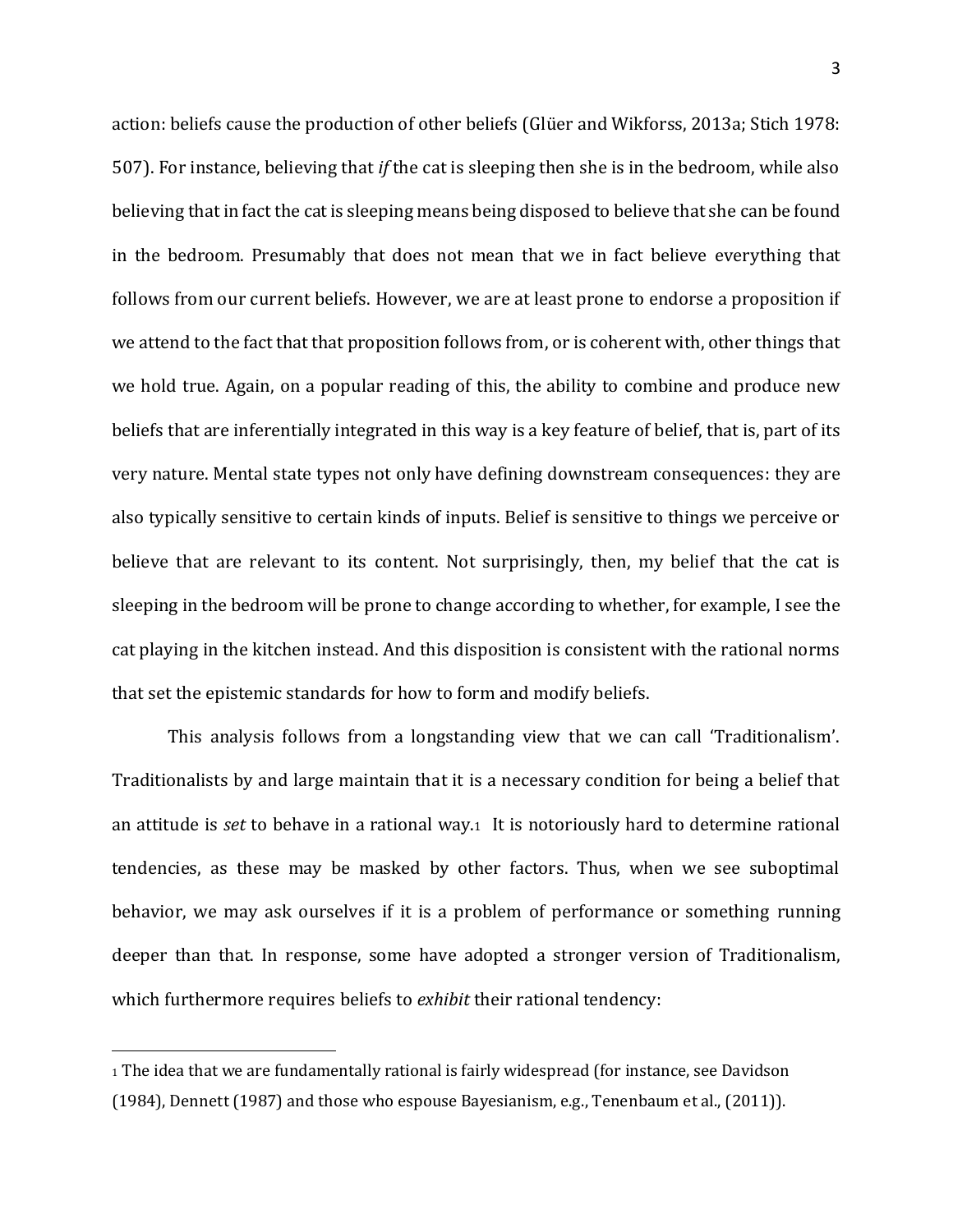action: beliefs cause the production of other beliefs (Glüer and Wikforss, 2013a; Stich 1978: 507). For instance, believing that *if* the cat is sleeping then she is in the bedroom, while also believing that in fact the cat is sleeping means being disposed to believe that she can be found in the bedroom. Presumably that does not mean that we in fact believe everything that follows from our current beliefs. However, we are at least prone to endorse a proposition if we attend to the fact that that proposition follows from, or is coherent with, other things that we hold true. Again, on a popular reading of this, the ability to combine and produce new beliefs that are inferentially integrated in this way is a key feature of belief, that is, part of its very nature. Mental state types not only have defining downstream consequences: they are also typically sensitive to certain kinds of inputs. Belief is sensitive to things we perceive or believe that are relevant to its content. Not surprisingly, then, my belief that the cat is sleeping in the bedroom will be prone to change according to whether, for example, I see the cat playing in the kitchen instead. And this disposition is consistent with the rational norms that set the epistemic standards for how to form and modify beliefs.

This analysis follows from a longstanding view that we can call 'Traditionalism'. Traditionalists by and large maintain that it is a necessary condition for being a belief that an attitude is *set* to behave in a rational way.[1] It is notoriously hard to determine rational tendencies, as these may be masked by other factors. Thus, when we see suboptimal behavior, we may ask ourselves if it is a problem of performance or something running deeper than that. In response, some have adopted a stronger version of Traditionalism, which furthermore requires beliefs to *exhibit* their rational tendency:

---

[1] The idea that we are fundamentally rational is fairly widespread (for instance, see Davidson (1984), Dennett (1987) and those who espouse Bayesianism, e.g., Tenenbaum et al., (2011)).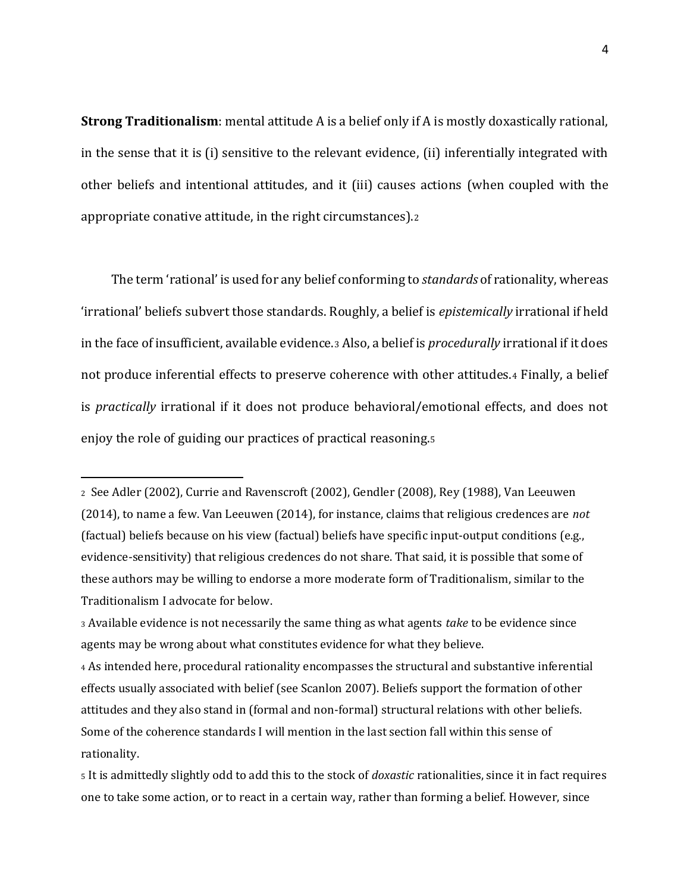**Strong Traditionalism**: mental attitude A is a belief only if A is mostly doxastically rational, in the sense that it is (i) sensitive to the relevant evidence, (ii) inferentially integrated with other beliefs and intentional attitudes, and it (iii) causes actions (when coupled with the appropriate conative attitude, in the right circumstances).[2]

The term 'rational' is used for any belief conforming to *standards* of rationality, whereas 'irrational' beliefs subvert those standards. Roughly, a belief is *epistemically* irrational if held in the face of insufficient, available evidence.[3] Also, a belief is *procedurally* irrational if it does not produce inferential effects to preserve coherence with other attitudes.[4] Finally, a belief is *practically* irrational if it does not produce behavioral/emotional effects, and does not enjoy the role of guiding our practices of practical reasoning.[5]

---

[2] See Adler (2002), Currie and Ravenscroft (2002), Gendler (2008), Rey (1988), Van Leeuwen (2014), to name a few. Van Leeuwen (2014), for instance, claims that religious credences are *not* (factual) beliefs because on his view (factual) beliefs have specific input-output conditions (e.g., evidence-sensitivity) that religious credences do not share. That said, it is possible that some of these authors may be willing to endorse a more moderate form of Traditionalism, similar to the Traditionalism I advocate for below.

[3] Available evidence is not necessarily the same thing as what agents *take* to be evidence since agents may be wrong about what constitutes evidence for what they believe.

[4] As intended here, procedural rationality encompasses the structural and substantive inferential effects usually associated with belief (see Scanlon 2007). Beliefs support the formation of other attitudes and they also stand in (formal and non-formal) structural relations with other beliefs. Some of the coherence standards I will mention in the last section fall within this sense of rationality.

[5] It is admittedly slightly odd to add this to the stock of *doxastic* rationalities, since it in fact requires one to take some action, or to react in a certain way, rather than forming a belief. However, since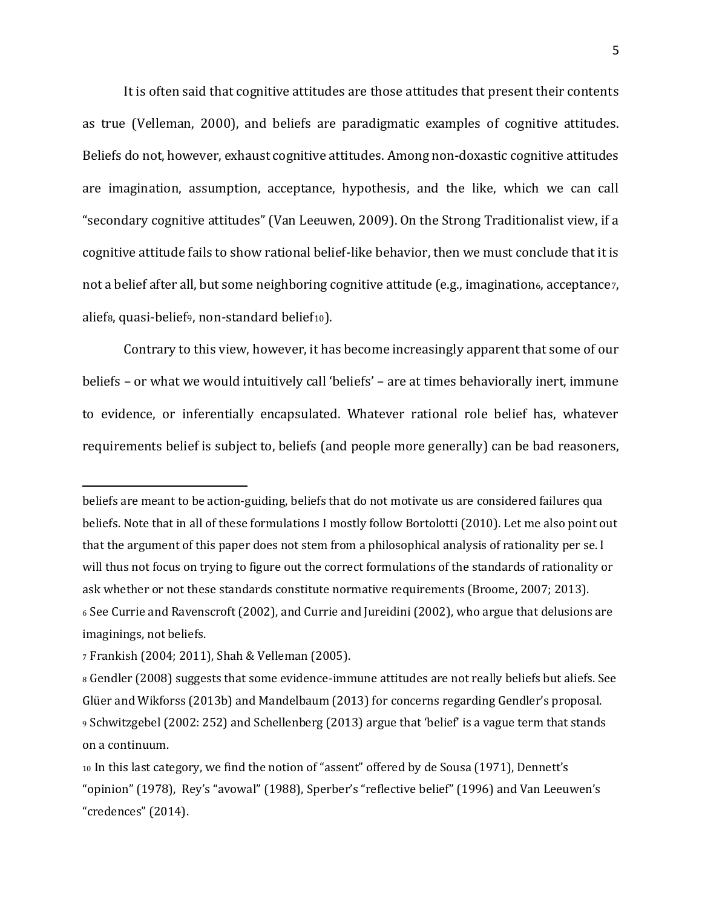It is often said that cognitive attitudes are those attitudes that present their contents as true (Velleman, 2000), and beliefs are paradigmatic examples of cognitive attitudes. Beliefs do not, however, exhaust cognitive attitudes. Among non-doxastic cognitive attitudes are imagination, assumption, acceptance, hypothesis, and the like, which we can call "secondary cognitive attitudes" (Van Leeuwen, 2009). On the Strong Traditionalist view, if a cognitive attitude fails to show rational belief-like behavior, then we must conclude that it is not a belief after all, but some neighboring cognitive attitude (e.g., imagination[6], acceptance[7], alief[8], quasi-belief[9], non-standard belief[10]).

Contrary to this view, however, it has become increasingly apparent that some of our beliefs – or what we would intuitively call 'beliefs' – are at times behaviorally inert, immune to evidence, or inferentially encapsulated. Whatever rational role belief has, whatever requirements belief is subject to, beliefs (and people more generally) can be bad reasoners,

---

beliefs are meant to be action-guiding, beliefs that do not motivate us are considered failures qua beliefs. Note that in all of these formulations I mostly follow Bortolotti (2010). Let me also point out that the argument of this paper does not stem from a philosophical analysis of rationality per se. I will thus not focus on trying to figure out the correct formulations of the standards of rationality or ask whether or not these standards constitute normative requirements (Broome, 2007; 2013).

[6] See Currie and Ravenscroft (2002), and Currie and Jureidini (2002), who argue that delusions are imaginings, not beliefs.

[7] Frankish (2004; 2011), Shah & Velleman (2005).

[8] Gendler (2008) suggests that some evidence-immune attitudes are not really beliefs but aliefs. See Glüer and Wikforss (2013b) and Mandelbaum (2013) for concerns regarding Gendler's proposal.

[9] Schwitzgebel (2002: 252) and Schellenberg (2013) argue that 'belief' is a vague term that stands on a continuum.

[10] In this last category, we find the notion of "assent" offered by de Sousa (1971), Dennett's "opinion" (1978), Rey's "avowal" (1988), Sperber's "reflective belief" (1996) and Van Leeuwen's "credences" (2014).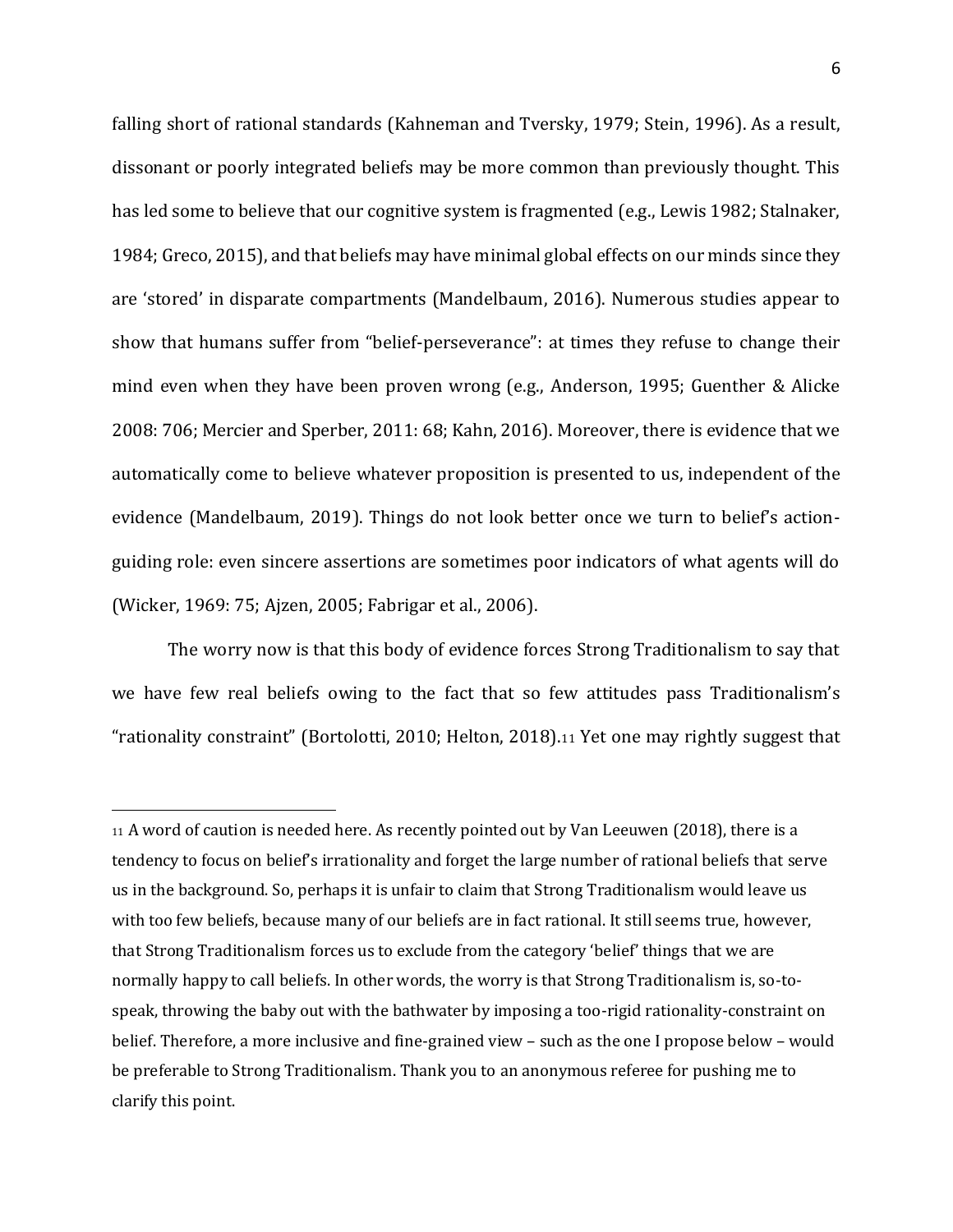falling short of rational standards (Kahneman and Tversky, 1979; Stein, 1996). As a result, dissonant or poorly integrated beliefs may be more common than previously thought. This has led some to believe that our cognitive system is fragmented (e.g., Lewis 1982; Stalnaker, 1984; Greco, 2015), and that beliefs may have minimal global effects on our minds since they are 'stored' in disparate compartments (Mandelbaum, 2016). Numerous studies appear to show that humans suffer from "belief-perseverance": at times they refuse to change their mind even when they have been proven wrong (e.g., Anderson, 1995; Guenther & Alicke 2008: 706; Mercier and Sperber, 2011: 68; Kahn, 2016). Moreover, there is evidence that we automatically come to believe whatever proposition is presented to us, independent of the evidence (Mandelbaum, 2019). Things do not look better once we turn to belief's action-guiding role: even sincere assertions are sometimes poor indicators of what agents will do (Wicker, 1969: 75; Ajzen, 2005; Fabrigar et al., 2006).

The worry now is that this body of evidence forces Strong Traditionalism to say that we have few real beliefs owing to the fact that so few attitudes pass Traditionalism's "rationality constraint" (Bortolotti, 2010; Helton, 2018).[11] Yet one may rightly suggest that

---

[11] A word of caution is needed here. As recently pointed out by Van Leeuwen (2018), there is a tendency to focus on belief's irrationality and forget the large number of rational beliefs that serve us in the background. So, perhaps it is unfair to claim that Strong Traditionalism would leave us with too few beliefs, because many of our beliefs are in fact rational. It still seems true, however, that Strong Traditionalism forces us to exclude from the category 'belief' things that we are normally happy to call beliefs. In other words, the worry is that Strong Traditionalism is, so-to-speak, throwing the baby out with the bathwater by imposing a too-rigid rationality-constraint on belief. Therefore, a more inclusive and fine-grained view – such as the one I propose below – would be preferable to Strong Traditionalism. Thank you to an anonymous referee for pushing me to clarify this point.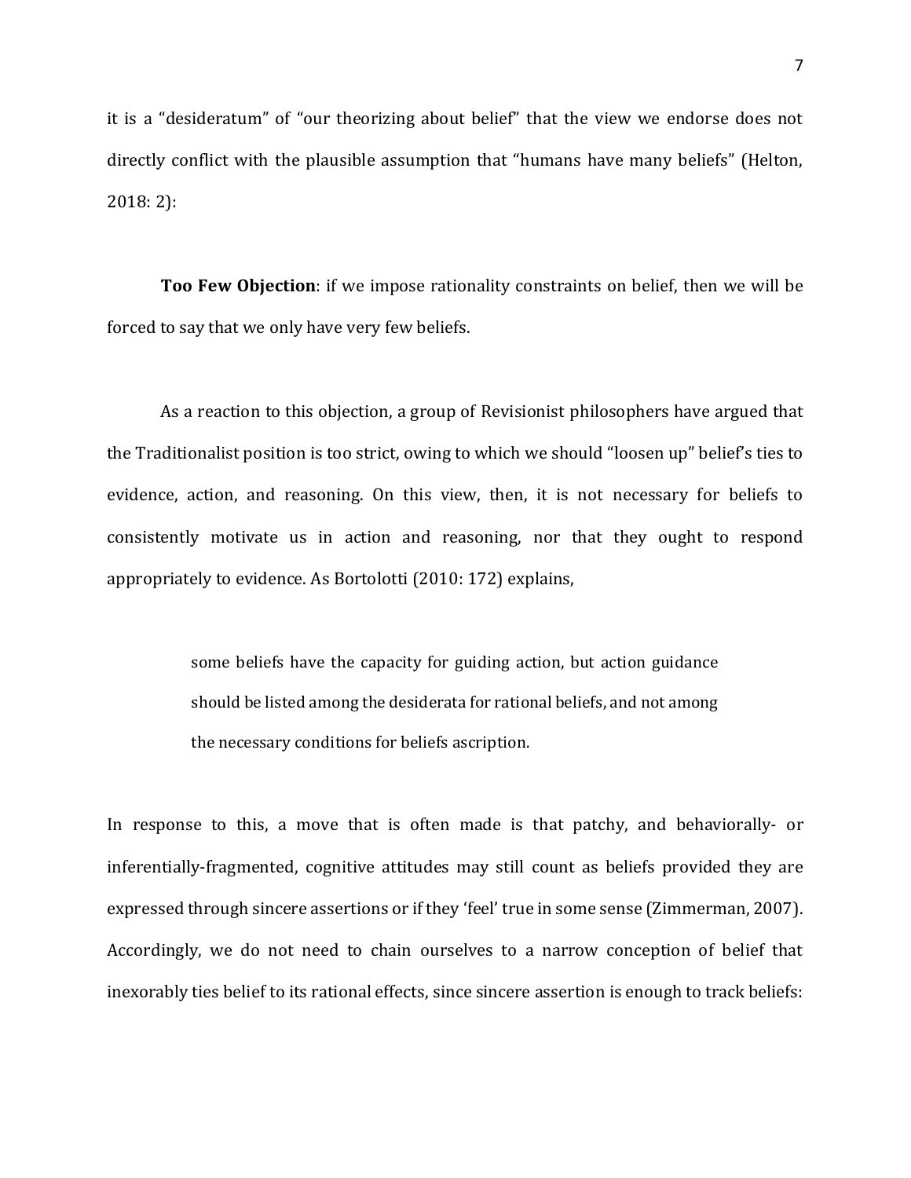it is a "desideratum" of "our theorizing about belief" that the view we endorse does not directly conflict with the plausible assumption that "humans have many beliefs" (Helton, 2018: 2):

**Too Few Objection**: if we impose rationality constraints on belief, then we will be forced to say that we only have very few beliefs.

As a reaction to this objection, a group of Revisionist philosophers have argued that the Traditionalist position is too strict, owing to which we should "loosen up" belief's ties to evidence, action, and reasoning. On this view, then, it is not necessary for beliefs to consistently motivate us in action and reasoning, nor that they ought to respond appropriately to evidence. As Bortolotti (2010: 172) explains,

> some beliefs have the capacity for guiding action, but action guidance should be listed among the desiderata for rational beliefs, and not among the necessary conditions for beliefs ascription.

In response to this, a move that is often made is that patchy, and behaviorally- or inferentially-fragmented, cognitive attitudes may still count as beliefs provided they are expressed through sincere assertions or if they 'feel' true in some sense (Zimmerman, 2007). Accordingly, we do not need to chain ourselves to a narrow conception of belief that inexorably ties belief to its rational effects, since sincere assertion is enough to track beliefs: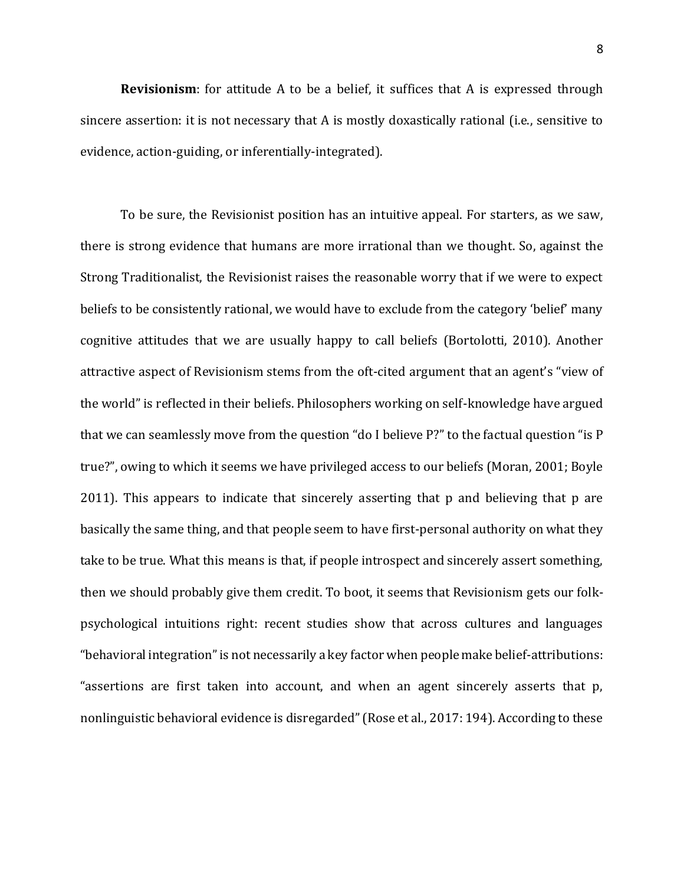**Revisionism**: for attitude A to be a belief, it suffices that A is expressed through sincere assertion: it is not necessary that A is mostly doxastically rational (i.e., sensitive to evidence, action-guiding, or inferentially-integrated).

To be sure, the Revisionist position has an intuitive appeal. For starters, as we saw, there is strong evidence that humans are more irrational than we thought. So, against the Strong Traditionalist, the Revisionist raises the reasonable worry that if we were to expect beliefs to be consistently rational, we would have to exclude from the category 'belief' many cognitive attitudes that we are usually happy to call beliefs (Bortolotti, 2010). Another attractive aspect of Revisionism stems from the oft-cited argument that an agent's "view of the world" is reflected in their beliefs. Philosophers working on self-knowledge have argued that we can seamlessly move from the question "do I believe P?" to the factual question "is P true?", owing to which it seems we have privileged access to our beliefs (Moran, 2001; Boyle 2011). This appears to indicate that sincerely asserting that p and believing that p are basically the same thing, and that people seem to have first-personal authority on what they take to be true. What this means is that, if people introspect and sincerely assert something, then we should probably give them credit. To boot, it seems that Revisionism gets our folk-psychological intuitions right: recent studies show that across cultures and languages "behavioral integration" is not necessarily a key factor when people make belief-attributions: "assertions are first taken into account, and when an agent sincerely asserts that p, nonlinguistic behavioral evidence is disregarded" (Rose et al., 2017: 194). According to these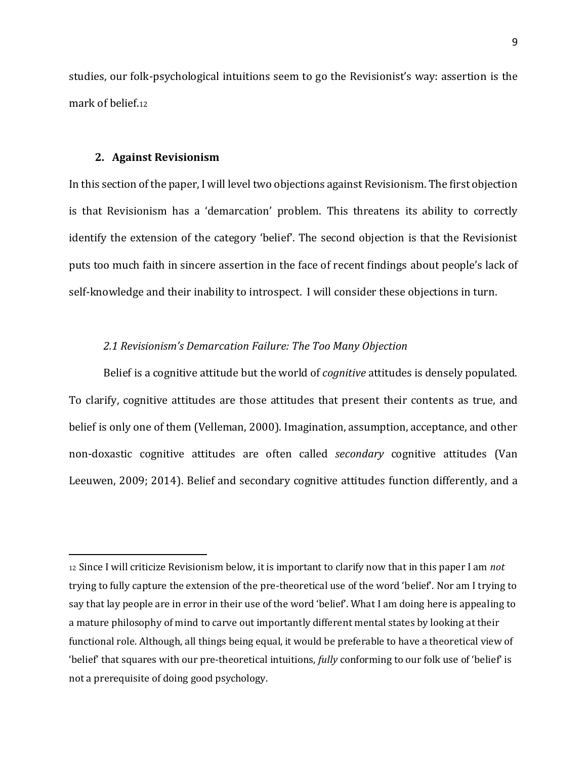studies, our folk-psychological intuitions seem to go the Revisionist's way: assertion is the mark of belief.[12]

## 2. Against Revisionism

In this section of the paper, I will level two objections against Revisionism. The first objection is that Revisionism has a 'demarcation' problem. This threatens its ability to correctly identify the extension of the category 'belief'. The second objection is that the Revisionist puts too much faith in sincere assertion in the face of recent findings about people's lack of self-knowledge and their inability to introspect. I will consider these objections in turn.

### *2.1 Revisionism's Demarcation Failure: The Too Many Objection*

Belief is a cognitive attitude but the world of *cognitive* attitudes is densely populated. To clarify, cognitive attitudes are those attitudes that present their contents as true, and belief is only one of them (Velleman, 2000). Imagination, assumption, acceptance, and other non-doxastic cognitive attitudes are often called *secondary* cognitive attitudes (Van Leeuwen, 2009; 2014). Belief and secondary cognitive attitudes function differently, and a

---

[12] Since I will criticize Revisionism below, it is important to clarify now that in this paper I am *not* trying to fully capture the extension of the pre-theoretical use of the word 'belief'. Nor am I trying to say that lay people are in error in their use of the word 'belief'. What I am doing here is appealing to a mature philosophy of mind to carve out importantly different mental states by looking at their functional role. Although, all things being equal, it would be preferable to have a theoretical view of 'belief' that squares with our pre-theoretical intuitions, *fully* conforming to our folk use of 'belief' is not a prerequisite of doing good psychology.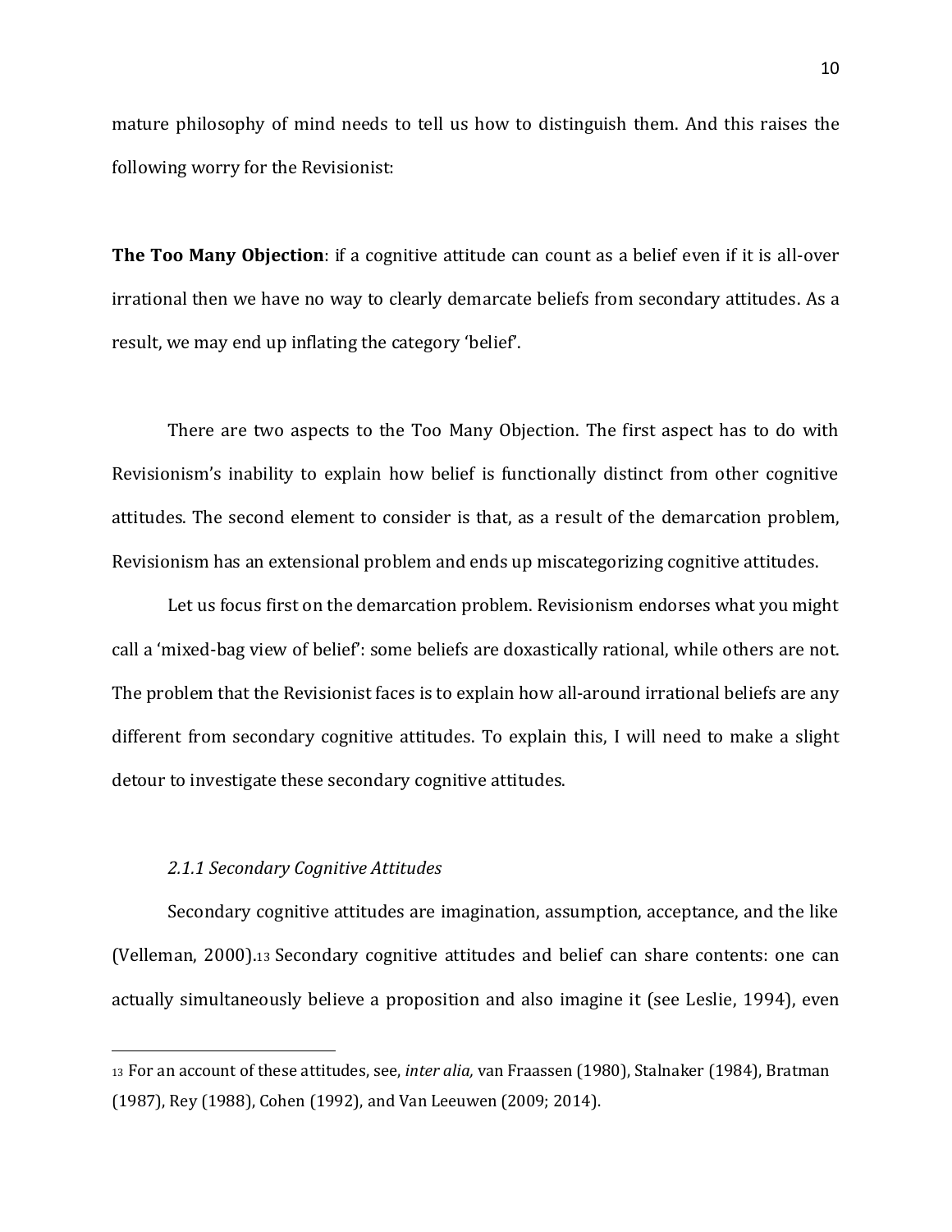mature philosophy of mind needs to tell us how to distinguish them. And this raises the following worry for the Revisionist:

**The Too Many Objection**: if a cognitive attitude can count as a belief even if it is all-over irrational then we have no way to clearly demarcate beliefs from secondary attitudes. As a result, we may end up inflating the category 'belief'.

There are two aspects to the Too Many Objection. The first aspect has to do with Revisionism's inability to explain how belief is functionally distinct from other cognitive attitudes. The second element to consider is that, as a result of the demarcation problem, Revisionism has an extensional problem and ends up miscategorizing cognitive attitudes.

Let us focus first on the demarcation problem. Revisionism endorses what you might call a 'mixed-bag view of belief': some beliefs are doxastically rational, while others are not. The problem that the Revisionist faces is to explain how all-around irrational beliefs are any different from secondary cognitive attitudes. To explain this, I will need to make a slight detour to investigate these secondary cognitive attitudes.

### *2.1.1 Secondary Cognitive Attitudes*

Secondary cognitive attitudes are imagination, assumption, acceptance, and the like (Velleman, 2000).[13] Secondary cognitive attitudes and belief can share contents: one can actually simultaneously believe a proposition and also imagine it (see Leslie, 1994), even

---

[13] For an account of these attitudes, see, *inter alia,* van Fraassen (1980), Stalnaker (1984), Bratman (1987), Rey (1988), Cohen (1992), and Van Leeuwen (2009; 2014).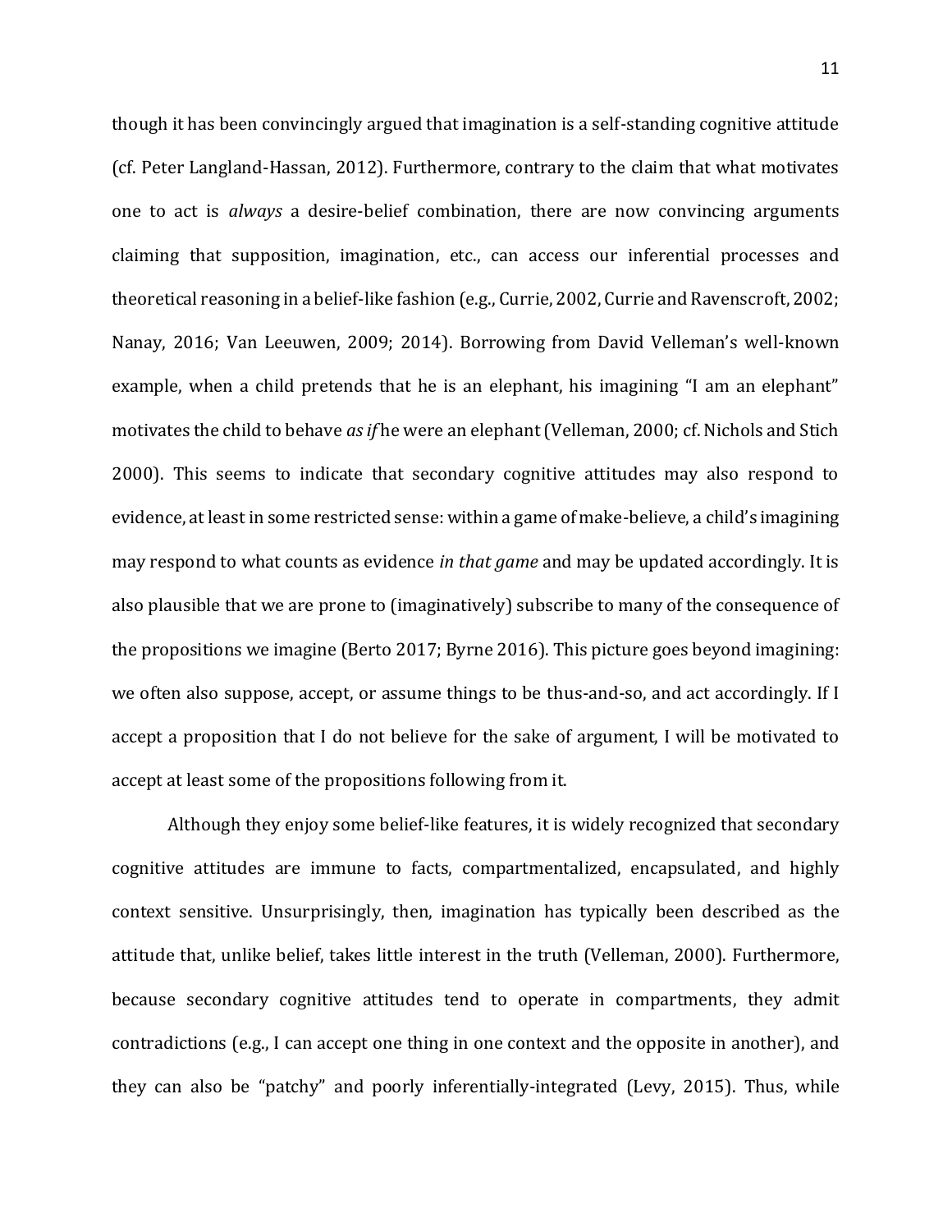though it has been convincingly argued that imagination is a self-standing cognitive attitude (cf. Peter Langland-Hassan, 2012). Furthermore, contrary to the claim that what motivates one to act is *always* a desire-belief combination, there are now convincing arguments claiming that supposition, imagination, etc., can access our inferential processes and theoretical reasoning in a belief-like fashion (e.g., Currie, 2002, Currie and Ravenscroft, 2002; Nanay, 2016; Van Leeuwen, 2009; 2014). Borrowing from David Velleman's well-known example, when a child pretends that he is an elephant, his imagining "I am an elephant" motivates the child to behave *as if* he were an elephant (Velleman, 2000; cf. Nichols and Stich 2000). This seems to indicate that secondary cognitive attitudes may also respond to evidence, at least in some restricted sense: within a game of make-believe, a child's imagining may respond to what counts as evidence *in that game* and may be updated accordingly. It is also plausible that we are prone to (imaginatively) subscribe to many of the consequence of the propositions we imagine (Berto 2017; Byrne 2016). This picture goes beyond imagining: we often also suppose, accept, or assume things to be thus-and-so, and act accordingly. If I accept a proposition that I do not believe for the sake of argument, I will be motivated to accept at least some of the propositions following from it.

Although they enjoy some belief-like features, it is widely recognized that secondary cognitive attitudes are immune to facts, compartmentalized, encapsulated, and highly context sensitive. Unsurprisingly, then, imagination has typically been described as the attitude that, unlike belief, takes little interest in the truth (Velleman, 2000). Furthermore, because secondary cognitive attitudes tend to operate in compartments, they admit contradictions (e.g., I can accept one thing in one context and the opposite in another), and they can also be "patchy" and poorly inferentially-integrated (Levy, 2015). Thus, while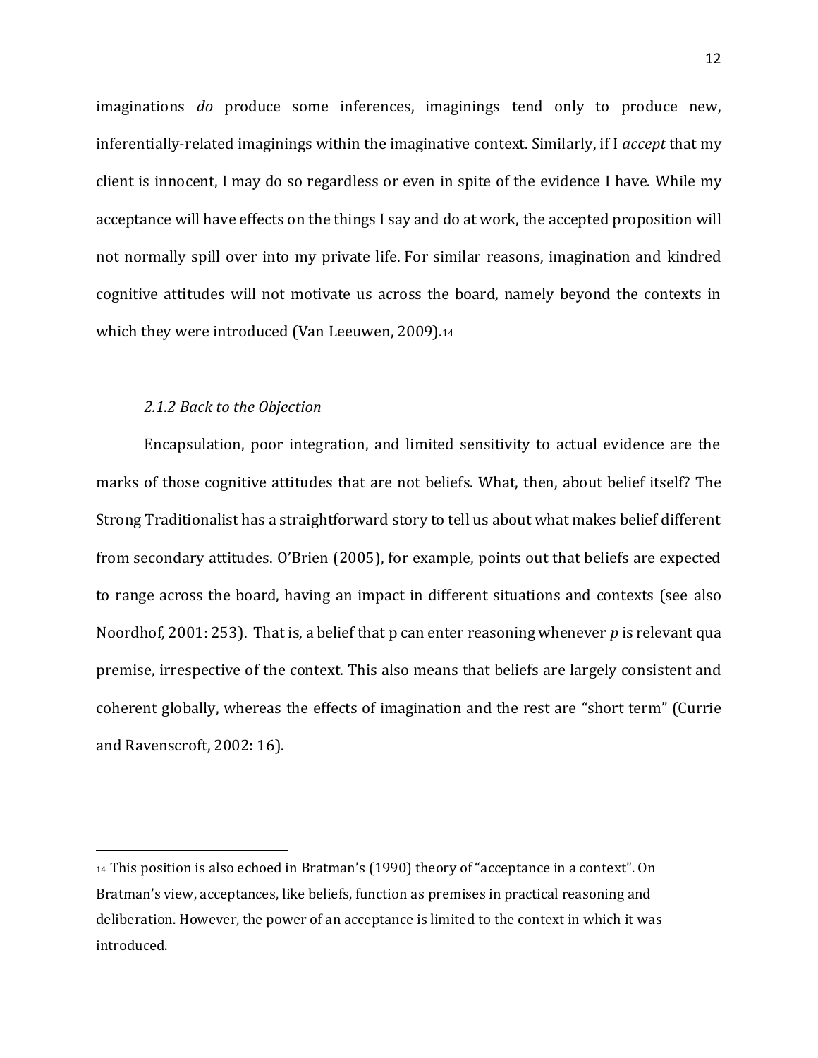imaginations *do* produce some inferences, imaginings tend only to produce new, inferentially-related imaginings within the imaginative context. Similarly, if I *accept* that my client is innocent, I may do so regardless or even in spite of the evidence I have. While my acceptance will have effects on the things I say and do at work, the accepted proposition will not normally spill over into my private life. For similar reasons, imagination and kindred cognitive attitudes will not motivate us across the board, namely beyond the contexts in which they were introduced (Van Leeuwen, 2009).[14]

### *2.1.2 Back to the Objection*

Encapsulation, poor integration, and limited sensitivity to actual evidence are the marks of those cognitive attitudes that are not beliefs. What, then, about belief itself? The Strong Traditionalist has a straightforward story to tell us about what makes belief different from secondary attitudes. O'Brien (2005), for example, points out that beliefs are expected to range across the board, having an impact in different situations and contexts (see also Noordhof, 2001: 253). That is, a belief that p can enter reasoning whenever *p* is relevant qua premise, irrespective of the context. This also means that beliefs are largely consistent and coherent globally, whereas the effects of imagination and the rest are "short term" (Currie and Ravenscroft, 2002: 16).

---

[14] This position is also echoed in Bratman's (1990) theory of "acceptance in a context". On Bratman's view, acceptances, like beliefs, function as premises in practical reasoning and deliberation. However, the power of an acceptance is limited to the context in which it was introduced.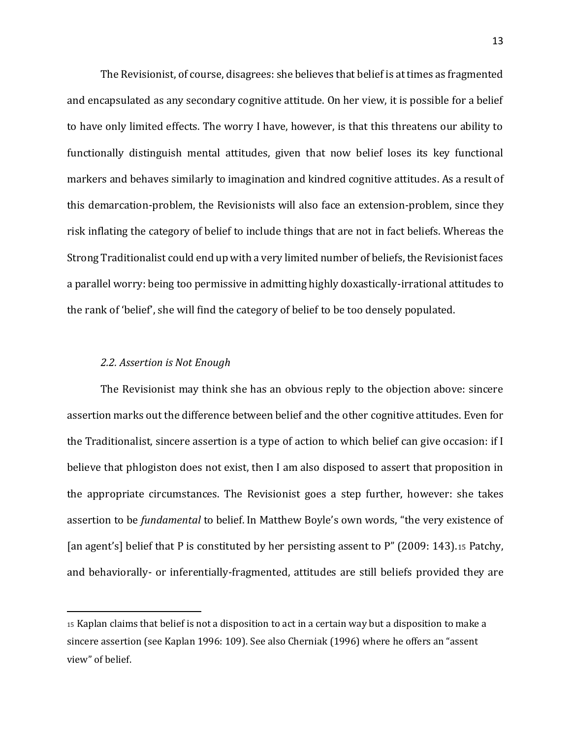The Revisionist, of course, disagrees: she believes that belief is at times as fragmented and encapsulated as any secondary cognitive attitude. On her view, it is possible for a belief to have only limited effects. The worry I have, however, is that this threatens our ability to functionally distinguish mental attitudes, given that now belief loses its key functional markers and behaves similarly to imagination and kindred cognitive attitudes. As a result of this demarcation-problem, the Revisionists will also face an extension-problem, since they risk inflating the category of belief to include things that are not in fact beliefs. Whereas the Strong Traditionalist could end up with a very limited number of beliefs, the Revisionist faces a parallel worry: being too permissive in admitting highly doxastically-irrational attitudes to the rank of 'belief', she will find the category of belief to be too densely populated.

### *2.2. Assertion is Not Enough*

The Revisionist may think she has an obvious reply to the objection above: sincere assertion marks out the difference between belief and the other cognitive attitudes. Even for the Traditionalist, sincere assertion is a type of action to which belief can give occasion: if I believe that phlogiston does not exist, then I am also disposed to assert that proposition in the appropriate circumstances. The Revisionist goes a step further, however: she takes assertion to be *fundamental* to belief. In Matthew Boyle's own words, "the very existence of [an agent's] belief that P is constituted by her persisting assent to P" (2009: 143).[15] Patchy, and behaviorally- or inferentially-fragmented, attitudes are still beliefs provided they are

---

[15] Kaplan claims that belief is not a disposition to act in a certain way but a disposition to make a sincere assertion (see Kaplan 1996: 109). See also Cherniak (1996) where he offers an "assent view" of belief.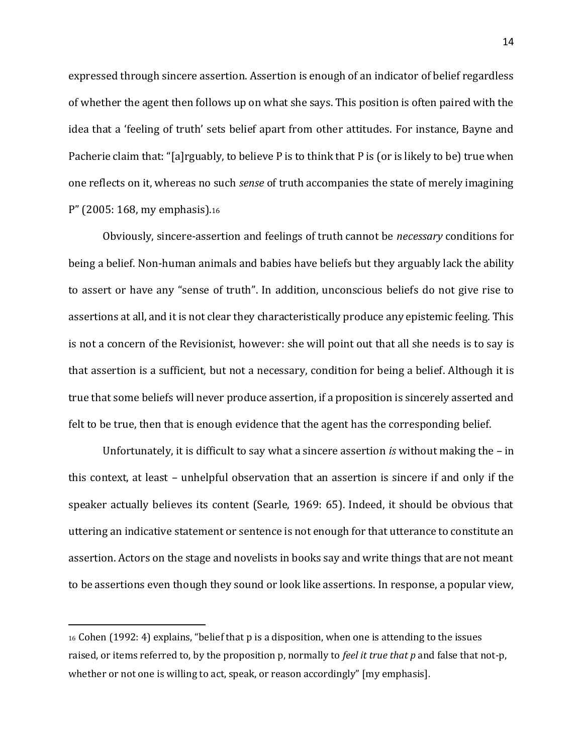expressed through sincere assertion. Assertion is enough of an indicator of belief regardless of whether the agent then follows up on what she says. This position is often paired with the idea that a 'feeling of truth' sets belief apart from other attitudes. For instance, Bayne and Pacherie claim that: "[a]rguably, to believe P is to think that P is (or is likely to be) true when one reflects on it, whereas no such *sense* of truth accompanies the state of merely imagining P" (2005: 168, my emphasis).[16]

Obviously, sincere-assertion and feelings of truth cannot be *necessary* conditions for being a belief. Non-human animals and babies have beliefs but they arguably lack the ability to assert or have any "sense of truth". In addition, unconscious beliefs do not give rise to assertions at all, and it is not clear they characteristically produce any epistemic feeling. This is not a concern of the Revisionist, however: she will point out that all she needs is to say is that assertion is a sufficient, but not a necessary, condition for being a belief. Although it is true that some beliefs will never produce assertion, if a proposition is sincerely asserted and felt to be true, then that is enough evidence that the agent has the corresponding belief.

Unfortunately, it is difficult to say what a sincere assertion *is* without making the – in this context, at least – unhelpful observation that an assertion is sincere if and only if the speaker actually believes its content (Searle, 1969: 65). Indeed, it should be obvious that uttering an indicative statement or sentence is not enough for that utterance to constitute an assertion. Actors on the stage and novelists in books say and write things that are not meant to be assertions even though they sound or look like assertions. In response, a popular view,

---

[16] Cohen (1992: 4) explains, "belief that p is a disposition, when one is attending to the issues raised, or items referred to, by the proposition p, normally to *feel it true that p* and false that not-p, whether or not one is willing to act, speak, or reason accordingly" [my emphasis].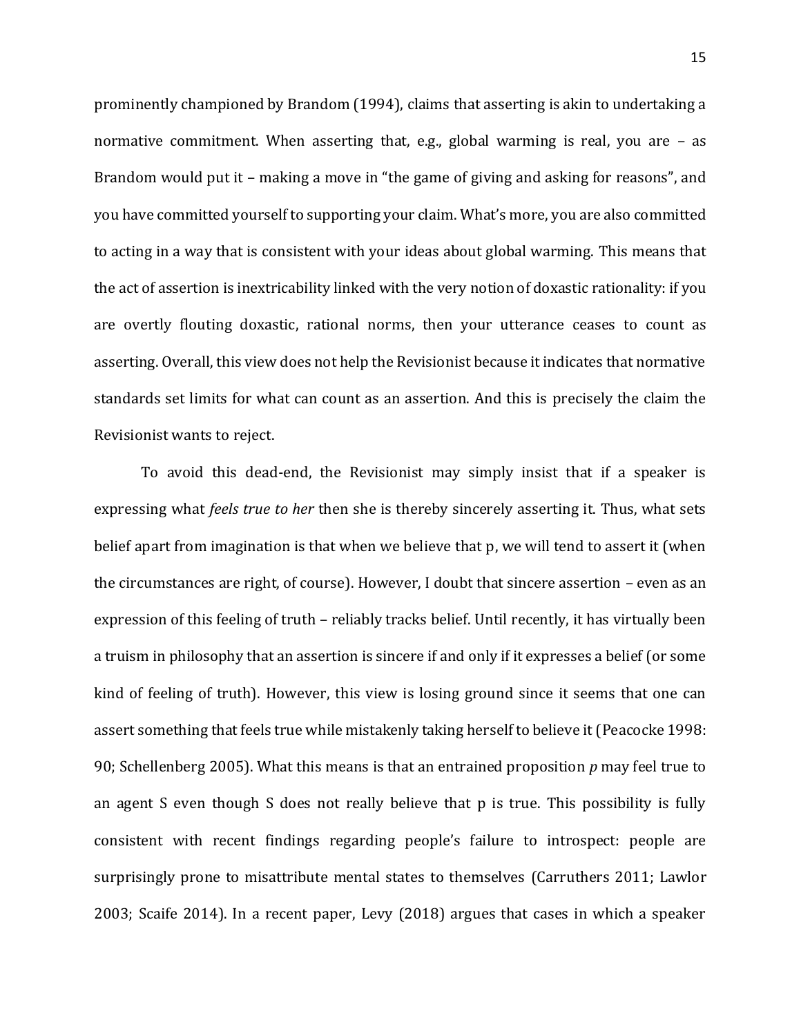prominently championed by Brandom (1994), claims that asserting is akin to undertaking a normative commitment. When asserting that, e.g., global warming is real, you are – as Brandom would put it – making a move in "the game of giving and asking for reasons", and you have committed yourself to supporting your claim. What's more, you are also committed to acting in a way that is consistent with your ideas about global warming. This means that the act of assertion is inextricability linked with the very notion of doxastic rationality: if you are overtly flouting doxastic, rational norms, then your utterance ceases to count as asserting. Overall, this view does not help the Revisionist because it indicates that normative standards set limits for what can count as an assertion. And this is precisely the claim the Revisionist wants to reject.

To avoid this dead-end, the Revisionist may simply insist that if a speaker is expressing what *feels true to her* then she is thereby sincerely asserting it. Thus, what sets belief apart from imagination is that when we believe that p, we will tend to assert it (when the circumstances are right, of course). However, I doubt that sincere assertion – even as an expression of this feeling of truth – reliably tracks belief. Until recently, it has virtually been a truism in philosophy that an assertion is sincere if and only if it expresses a belief (or some kind of feeling of truth). However, this view is losing ground since it seems that one can assert something that feels true while mistakenly taking herself to believe it (Peacocke 1998: 90; Schellenberg 2005). What this means is that an entrained proposition *p* may feel true to an agent S even though S does not really believe that p is true. This possibility is fully consistent with recent findings regarding people's failure to introspect: people are surprisingly prone to misattribute mental states to themselves (Carruthers 2011; Lawlor 2003; Scaife 2014). In a recent paper, Levy (2018) argues that cases in which a speaker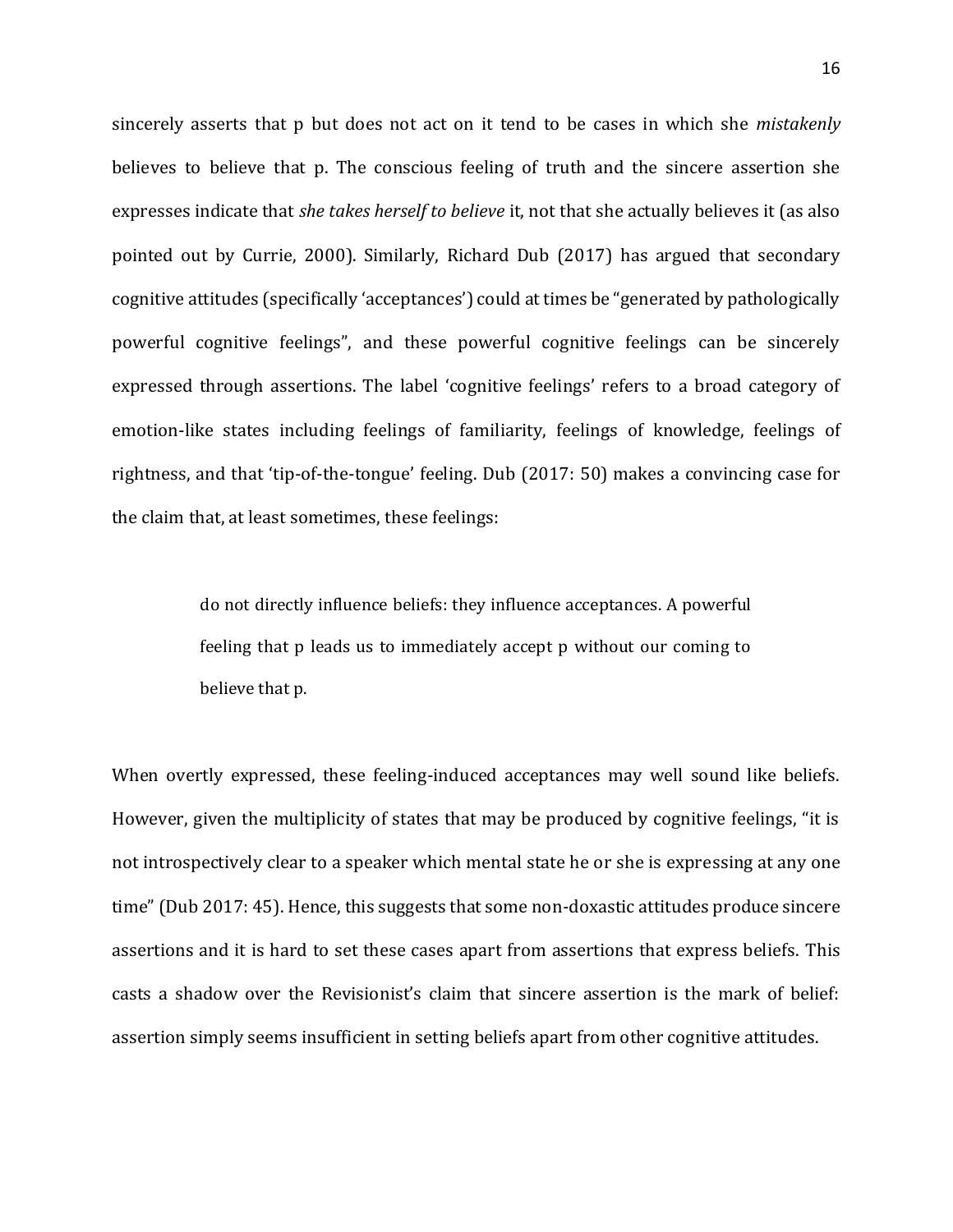sincerely asserts that p but does not act on it tend to be cases in which she *mistakenly* believes to believe that p. The conscious feeling of truth and the sincere assertion she expresses indicate that *she takes herself to believe* it, not that she actually believes it (as also pointed out by Currie, 2000). Similarly, Richard Dub (2017) has argued that secondary cognitive attitudes (specifically 'acceptances') could at times be "generated by pathologically powerful cognitive feelings", and these powerful cognitive feelings can be sincerely expressed through assertions. The label 'cognitive feelings' refers to a broad category of emotion-like states including feelings of familiarity, feelings of knowledge, feelings of rightness, and that 'tip-of-the-tongue' feeling. Dub (2017: 50) makes a convincing case for the claim that, at least sometimes, these feelings:

> do not directly influence beliefs: they influence acceptances. A powerful feeling that p leads us to immediately accept p without our coming to believe that p.

When overtly expressed, these feeling-induced acceptances may well sound like beliefs. However, given the multiplicity of states that may be produced by cognitive feelings, "it is not introspectively clear to a speaker which mental state he or she is expressing at any one time" (Dub 2017: 45). Hence, this suggests that some non-doxastic attitudes produce sincere assertions and it is hard to set these cases apart from assertions that express beliefs. This casts a shadow over the Revisionist's claim that sincere assertion is the mark of belief: assertion simply seems insufficient in setting beliefs apart from other cognitive attitudes.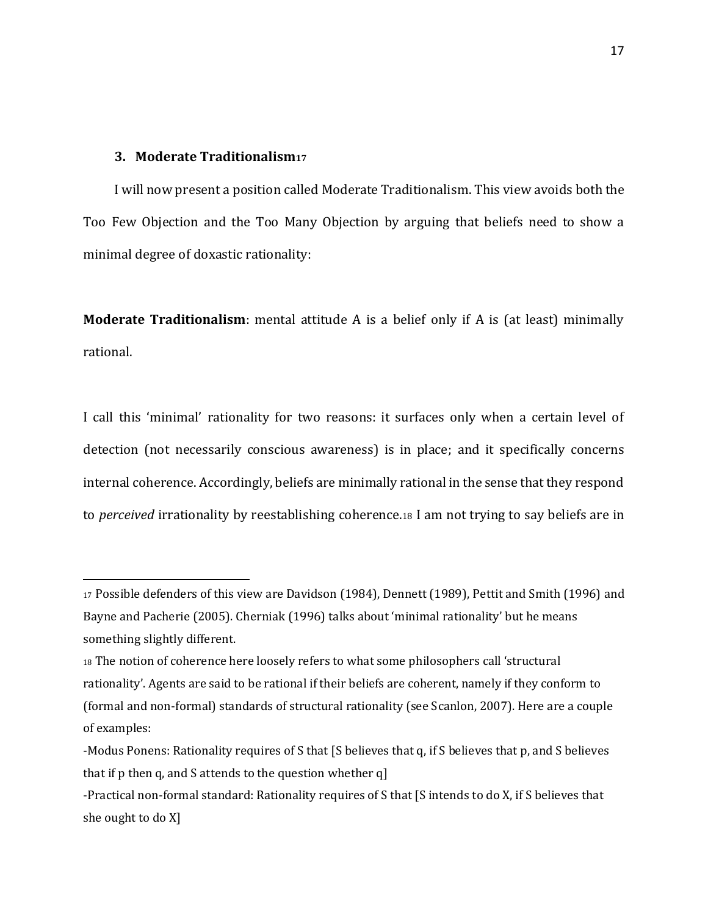## 3. Moderate Traditionalism[17]

I will now present a position called Moderate Traditionalism. This view avoids both the Too Few Objection and the Too Many Objection by arguing that beliefs need to show a minimal degree of doxastic rationality:

**Moderate Traditionalism**: mental attitude A is a belief only if A is (at least) minimally rational.

I call this 'minimal' rationality for two reasons: it surfaces only when a certain level of detection (not necessarily conscious awareness) is in place; and it specifically concerns internal coherence. Accordingly, beliefs are minimally rational in the sense that they respond to *perceived* irrationality by reestablishing coherence.[18] I am not trying to say beliefs are in

---

[17] Possible defenders of this view are Davidson (1984), Dennett (1989), Pettit and Smith (1996) and Bayne and Pacherie (2005). Cherniak (1996) talks about 'minimal rationality' but he means something slightly different.

[18] The notion of coherence here loosely refers to what some philosophers call 'structural rationality'. Agents are said to be rational if their beliefs are coherent, namely if they conform to (formal and non-formal) standards of structural rationality (see Scanlon, 2007). Here are a couple of examples:

-Modus Ponens: Rationality requires of S that [S believes that q, if S believes that p, and S believes that if p then q, and S attends to the question whether q]

-Practical non-formal standard: Rationality requires of S that [S intends to do X, if S believes that she ought to do X]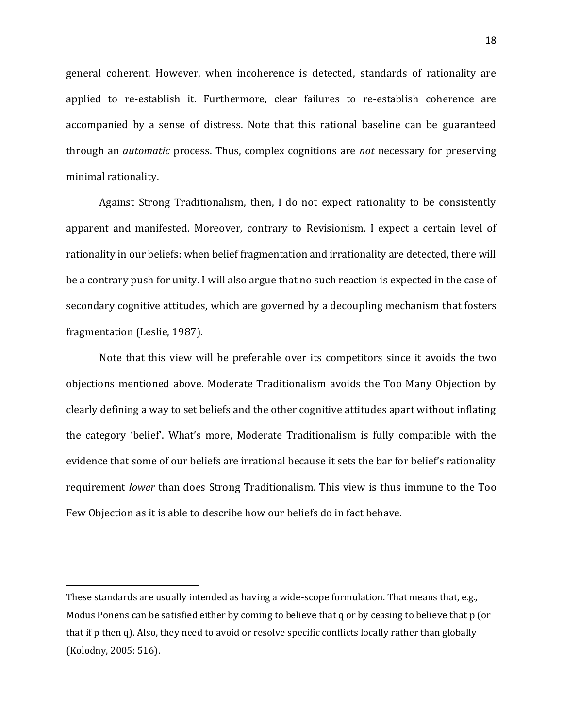general coherent. However, when incoherence is detected, standards of rationality are applied to re-establish it. Furthermore, clear failures to re-establish coherence are accompanied by a sense of distress. Note that this rational baseline can be guaranteed through an *automatic* process. Thus, complex cognitions are *not* necessary for preserving minimal rationality.

Against Strong Traditionalism, then, I do not expect rationality to be consistently apparent and manifested. Moreover, contrary to Revisionism, I expect a certain level of rationality in our beliefs: when belief fragmentation and irrationality are detected, there will be a contrary push for unity. I will also argue that no such reaction is expected in the case of secondary cognitive attitudes, which are governed by a decoupling mechanism that fosters fragmentation (Leslie, 1987).

Note that this view will be preferable over its competitors since it avoids the two objections mentioned above. Moderate Traditionalism avoids the Too Many Objection by clearly defining a way to set beliefs and the other cognitive attitudes apart without inflating the category 'belief'. What's more, Moderate Traditionalism is fully compatible with the evidence that some of our beliefs are irrational because it sets the bar for belief's rationality requirement *lower* than does Strong Traditionalism. This view is thus immune to the Too Few Objection as it is able to describe how our beliefs do in fact behave.

---

These standards are usually intended as having a wide-scope formulation. That means that, e.g., Modus Ponens can be satisfied either by coming to believe that q or by ceasing to believe that p (or that if p then q). Also, they need to avoid or resolve specific conflicts locally rather than globally (Kolodny, 2005: 516).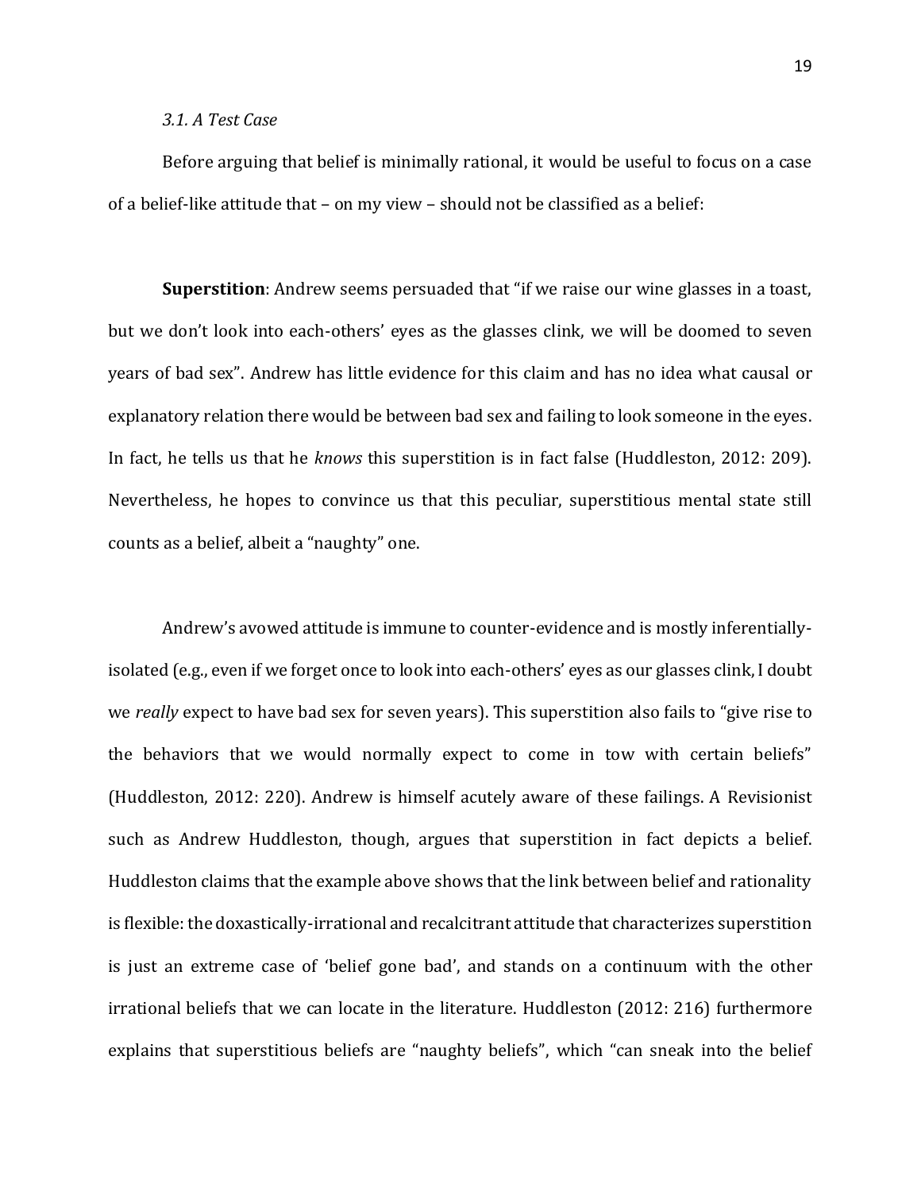### *3.1. A Test Case*

Before arguing that belief is minimally rational, it would be useful to focus on a case of a belief-like attitude that – on my view – should not be classified as a belief:

**Superstition**: Andrew seems persuaded that "if we raise our wine glasses in a toast, but we don't look into each-others' eyes as the glasses clink, we will be doomed to seven years of bad sex". Andrew has little evidence for this claim and has no idea what causal or explanatory relation there would be between bad sex and failing to look someone in the eyes. In fact, he tells us that he *knows* this superstition is in fact false (Huddleston, 2012: 209). Nevertheless, he hopes to convince us that this peculiar, superstitious mental state still counts as a belief, albeit a "naughty" one.

Andrew's avowed attitude is immune to counter-evidence and is mostly inferentially-isolated (e.g., even if we forget once to look into each-others' eyes as our glasses clink, I doubt we *really* expect to have bad sex for seven years). This superstition also fails to "give rise to the behaviors that we would normally expect to come in tow with certain beliefs" (Huddleston, 2012: 220). Andrew is himself acutely aware of these failings. A Revisionist such as Andrew Huddleston, though, argues that superstition in fact depicts a belief. Huddleston claims that the example above shows that the link between belief and rationality is flexible: the doxastically-irrational and recalcitrant attitude that characterizes superstition is just an extreme case of 'belief gone bad', and stands on a continuum with the other irrational beliefs that we can locate in the literature. Huddleston (2012: 216) furthermore explains that superstitious beliefs are "naughty beliefs", which "can sneak into the belief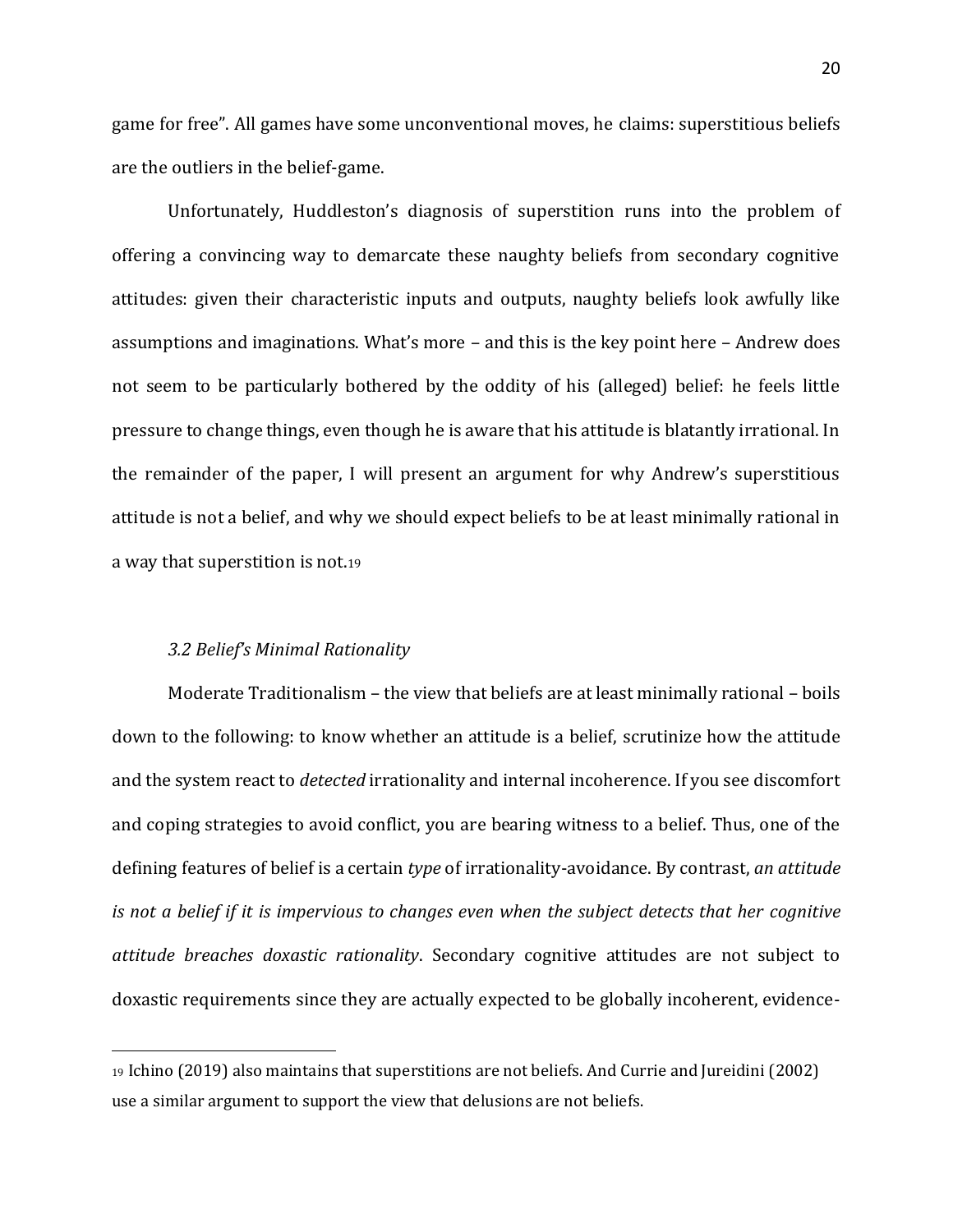game for free". All games have some unconventional moves, he claims: superstitious beliefs are the outliers in the belief-game.

Unfortunately, Huddleston's diagnosis of superstition runs into the problem of offering a convincing way to demarcate these naughty beliefs from secondary cognitive attitudes: given their characteristic inputs and outputs, naughty beliefs look awfully like assumptions and imaginations. What's more – and this is the key point here – Andrew does not seem to be particularly bothered by the oddity of his (alleged) belief: he feels little pressure to change things, even though he is aware that his attitude is blatantly irrational. In the remainder of the paper, I will present an argument for why Andrew's superstitious attitude is not a belief, and why we should expect beliefs to be at least minimally rational in a way that superstition is not.[19]

### *3.2 Belief's Minimal Rationality*

Moderate Traditionalism – the view that beliefs are at least minimally rational – boils down to the following: to know whether an attitude is a belief, scrutinize how the attitude and the system react to *detected* irrationality and internal incoherence. If you see discomfort and coping strategies to avoid conflict, you are bearing witness to a belief. Thus, one of the defining features of belief is a certain *type* of irrationality-avoidance. By contrast, *an attitude is not a belief if it is impervious to changes even when the subject detects that her cognitive attitude breaches doxastic rationality*. Secondary cognitive attitudes are not subject to doxastic requirements since they are actually expected to be globally incoherent, evidence-

---

[19] Ichino (2019) also maintains that superstitions are not beliefs. And Currie and Jureidini (2002) use a similar argument to support the view that delusions are not beliefs.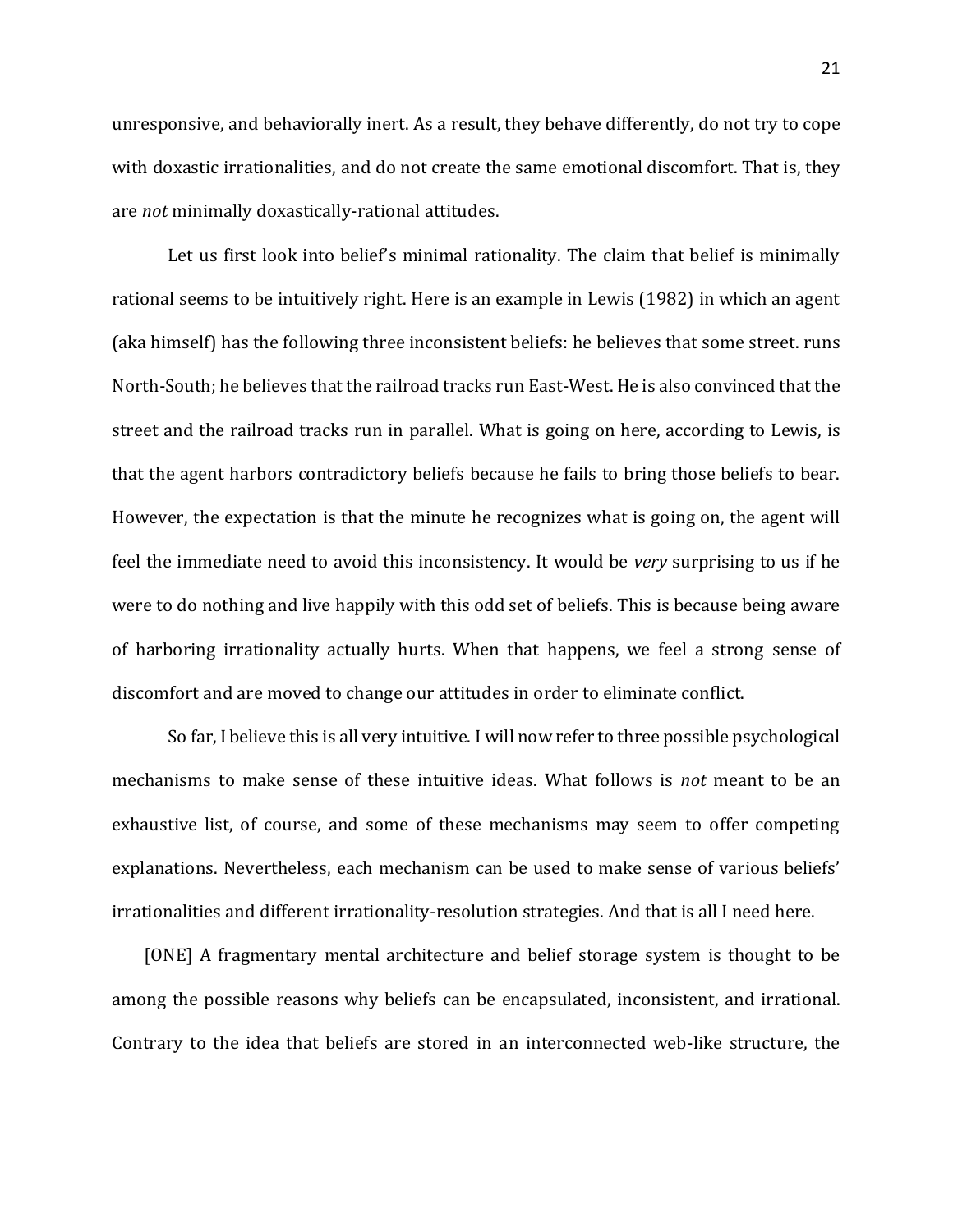unresponsive, and behaviorally inert. As a result, they behave differently, do not try to cope with doxastic irrationalities, and do not create the same emotional discomfort. That is, they are *not* minimally doxastically-rational attitudes.

Let us first look into belief's minimal rationality. The claim that belief is minimally rational seems to be intuitively right. Here is an example in Lewis (1982) in which an agent (aka himself) has the following three inconsistent beliefs: he believes that some street. runs North-South; he believes that the railroad tracks run East-West. He is also convinced that the street and the railroad tracks run in parallel. What is going on here, according to Lewis, is that the agent harbors contradictory beliefs because he fails to bring those beliefs to bear. However, the expectation is that the minute he recognizes what is going on, the agent will feel the immediate need to avoid this inconsistency. It would be *very* surprising to us if he were to do nothing and live happily with this odd set of beliefs. This is because being aware of harboring irrationality actually hurts. When that happens, we feel a strong sense of discomfort and are moved to change our attitudes in order to eliminate conflict.

So far, I believe this is all very intuitive. I will now refer to three possible psychological mechanisms to make sense of these intuitive ideas. What follows is *not* meant to be an exhaustive list, of course, and some of these mechanisms may seem to offer competing explanations. Nevertheless, each mechanism can be used to make sense of various beliefs' irrationalities and different irrationality-resolution strategies. And that is all I need here.

[ONE] A fragmentary mental architecture and belief storage system is thought to be among the possible reasons why beliefs can be encapsulated, inconsistent, and irrational. Contrary to the idea that beliefs are stored in an interconnected web-like structure, the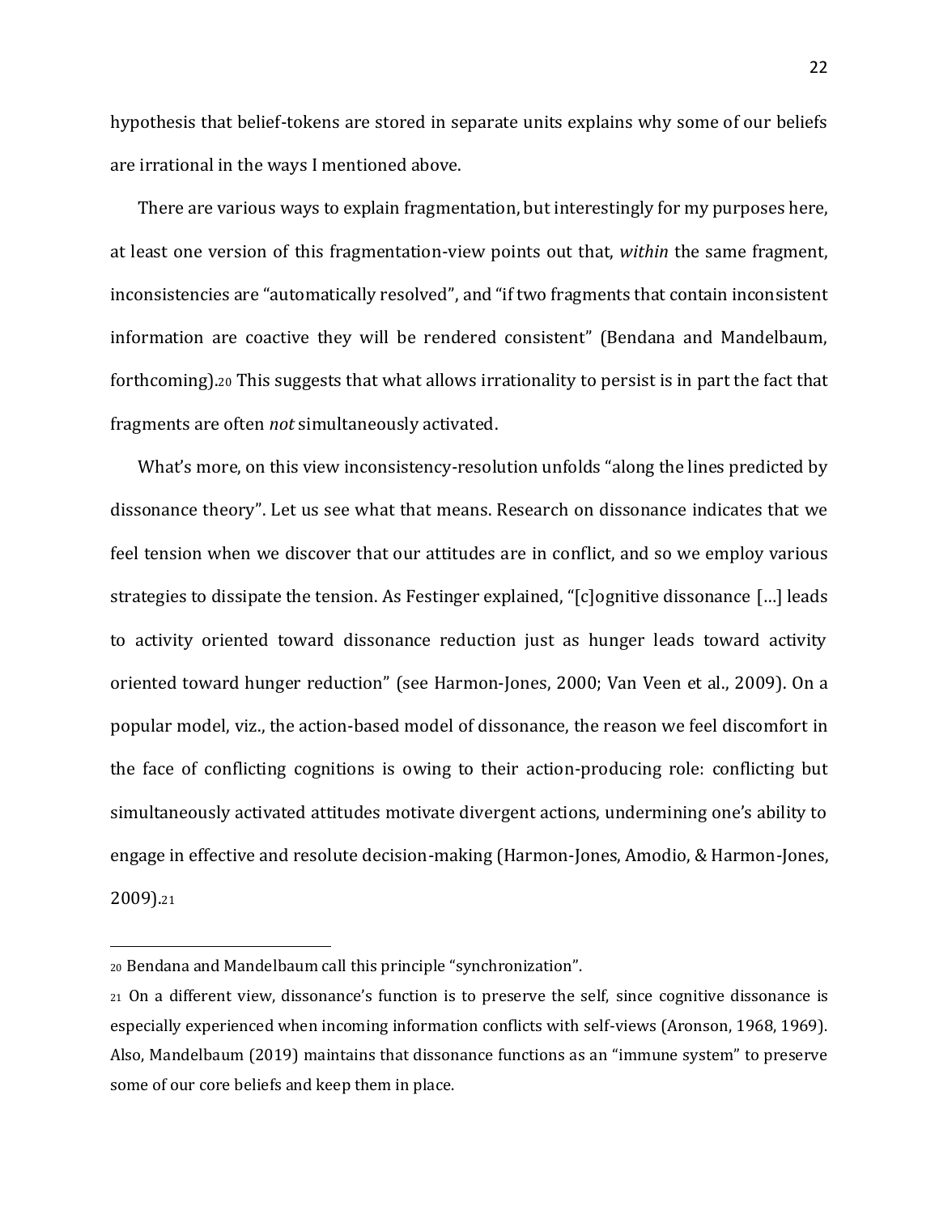hypothesis that belief-tokens are stored in separate units explains why some of our beliefs are irrational in the ways I mentioned above.

There are various ways to explain fragmentation, but interestingly for my purposes here, at least one version of this fragmentation-view points out that, *within* the same fragment, inconsistencies are "automatically resolved", and "if two fragments that contain inconsistent information are coactive they will be rendered consistent" (Bendana and Mandelbaum, forthcoming).[20] This suggests that what allows irrationality to persist is in part the fact that fragments are often *not* simultaneously activated.

What's more, on this view inconsistency-resolution unfolds "along the lines predicted by dissonance theory". Let us see what that means. Research on dissonance indicates that we feel tension when we discover that our attitudes are in conflict, and so we employ various strategies to dissipate the tension. As Festinger explained, "[c]ognitive dissonance […] leads to activity oriented toward dissonance reduction just as hunger leads toward activity oriented toward hunger reduction" (see Harmon-Jones, 2000; Van Veen et al., 2009). On a popular model, viz., the action-based model of dissonance, the reason we feel discomfort in the face of conflicting cognitions is owing to their action-producing role: conflicting but simultaneously activated attitudes motivate divergent actions, undermining one's ability to engage in effective and resolute decision-making (Harmon-Jones, Amodio, & Harmon-Jones, 2009).[21]

---

[20] Bendana and Mandelbaum call this principle "synchronization".

[21] On a different view, dissonance's function is to preserve the self, since cognitive dissonance is especially experienced when incoming information conflicts with self-views (Aronson, 1968, 1969). Also, Mandelbaum (2019) maintains that dissonance functions as an "immune system" to preserve some of our core beliefs and keep them in place.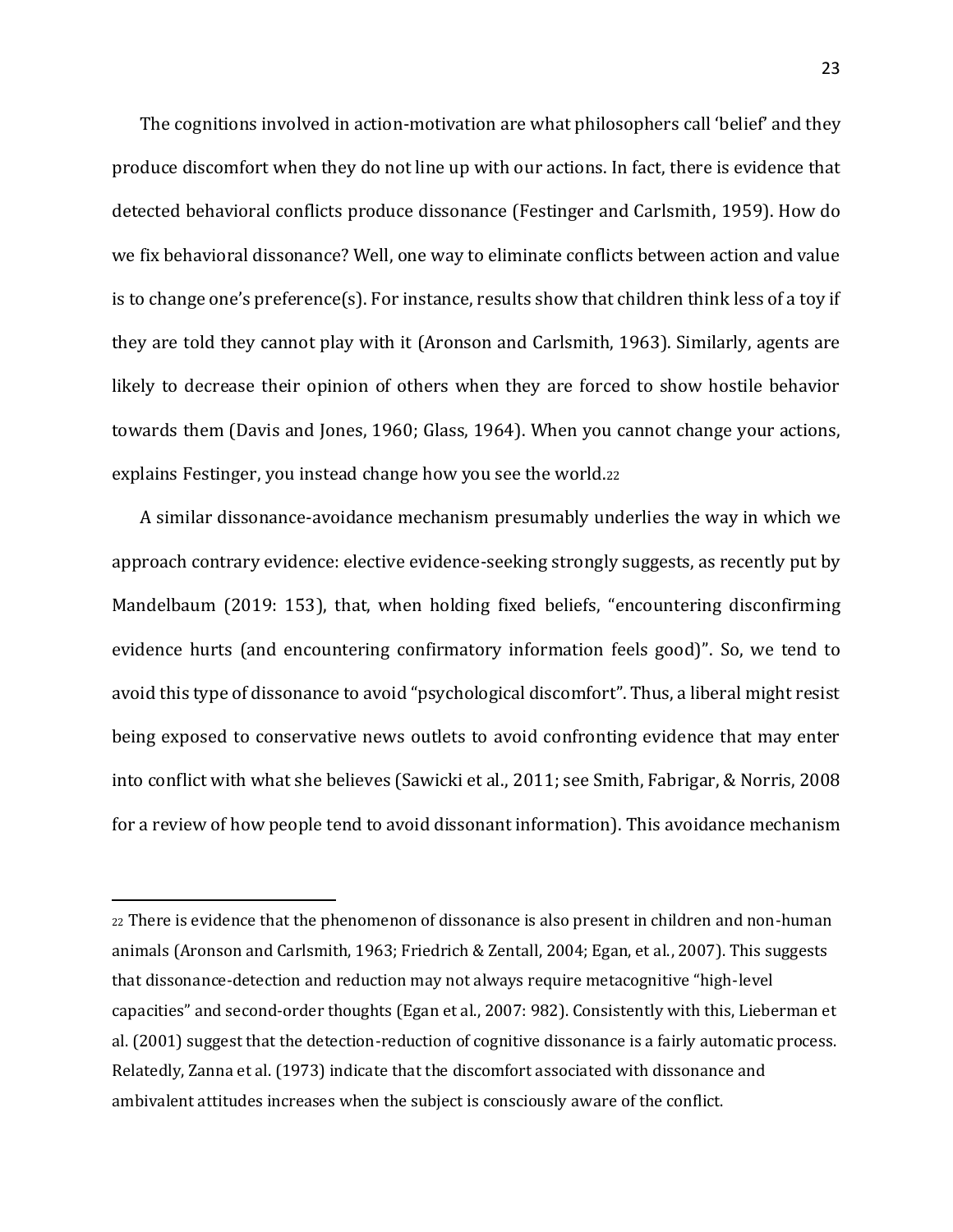The cognitions involved in action-motivation are what philosophers call 'belief' and they produce discomfort when they do not line up with our actions. In fact, there is evidence that detected behavioral conflicts produce dissonance (Festinger and Carlsmith, 1959). How do we fix behavioral dissonance? Well, one way to eliminate conflicts between action and value is to change one's preference(s). For instance, results show that children think less of a toy if they are told they cannot play with it (Aronson and Carlsmith, 1963). Similarly, agents are likely to decrease their opinion of others when they are forced to show hostile behavior towards them (Davis and Jones, 1960; Glass, 1964). When you cannot change your actions, explains Festinger, you instead change how you see the world.[22]

A similar dissonance-avoidance mechanism presumably underlies the way in which we approach contrary evidence: elective evidence-seeking strongly suggests, as recently put by Mandelbaum (2019: 153), that, when holding fixed beliefs, "encountering disconfirming evidence hurts (and encountering confirmatory information feels good)". So, we tend to avoid this type of dissonance to avoid "psychological discomfort". Thus, a liberal might resist being exposed to conservative news outlets to avoid confronting evidence that may enter into conflict with what she believes (Sawicki et al., 2011; see Smith, Fabrigar, & Norris, 2008 for a review of how people tend to avoid dissonant information). This avoidance mechanism

---

[22] There is evidence that the phenomenon of dissonance is also present in children and non-human animals (Aronson and Carlsmith, 1963; Friedrich & Zentall, 2004; Egan, et al., 2007). This suggests that dissonance-detection and reduction may not always require metacognitive "high-level capacities" and second-order thoughts (Egan et al., 2007: 982). Consistently with this, Lieberman et al. (2001) suggest that the detection-reduction of cognitive dissonance is a fairly automatic process. Relatedly, Zanna et al. (1973) indicate that the discomfort associated with dissonance and ambivalent attitudes increases when the subject is consciously aware of the conflict.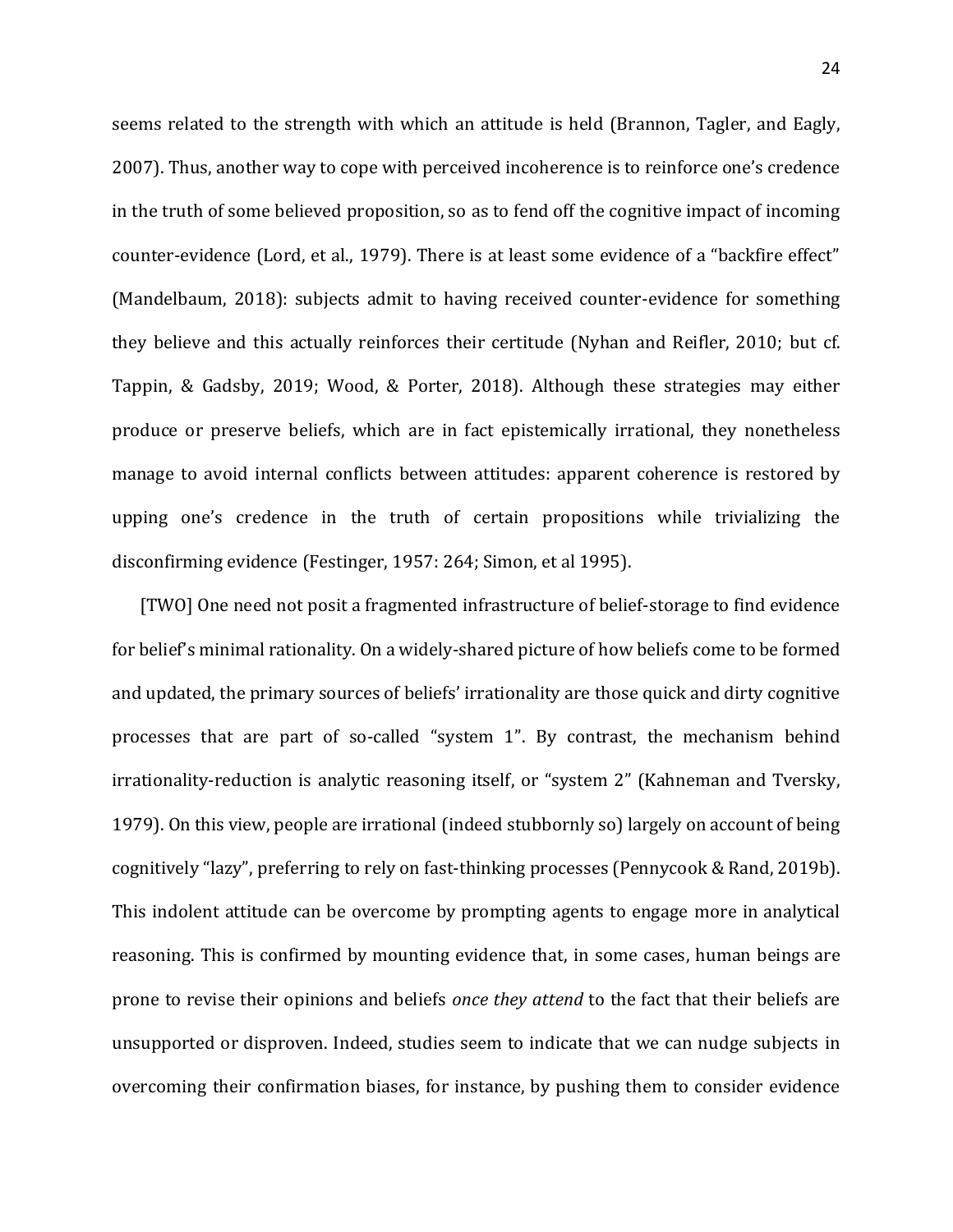seems related to the strength with which an attitude is held (Brannon, Tagler, and Eagly, 2007). Thus, another way to cope with perceived incoherence is to reinforce one's credence in the truth of some believed proposition, so as to fend off the cognitive impact of incoming counter-evidence (Lord, et al., 1979). There is at least some evidence of a "backfire effect" (Mandelbaum, 2018): subjects admit to having received counter-evidence for something they believe and this actually reinforces their certitude (Nyhan and Reifler, 2010; but cf. Tappin, & Gadsby, 2019; Wood, & Porter, 2018). Although these strategies may either produce or preserve beliefs, which are in fact epistemically irrational, they nonetheless manage to avoid internal conflicts between attitudes: apparent coherence is restored by upping one's credence in the truth of certain propositions while trivializing the disconfirming evidence (Festinger, 1957: 264; Simon, et al 1995).

[TWO] One need not posit a fragmented infrastructure of belief-storage to find evidence for belief's minimal rationality. On a widely-shared picture of how beliefs come to be formed and updated, the primary sources of beliefs' irrationality are those quick and dirty cognitive processes that are part of so-called "system 1". By contrast, the mechanism behind irrationality-reduction is analytic reasoning itself, or "system 2" (Kahneman and Tversky, 1979). On this view, people are irrational (indeed stubbornly so) largely on account of being cognitively "lazy", preferring to rely on fast-thinking processes (Pennycook & Rand, 2019b). This indolent attitude can be overcome by prompting agents to engage more in analytical reasoning. This is confirmed by mounting evidence that, in some cases, human beings are prone to revise their opinions and beliefs *once they attend* to the fact that their beliefs are unsupported or disproven. Indeed, studies seem to indicate that we can nudge subjects in overcoming their confirmation biases, for instance, by pushing them to consider evidence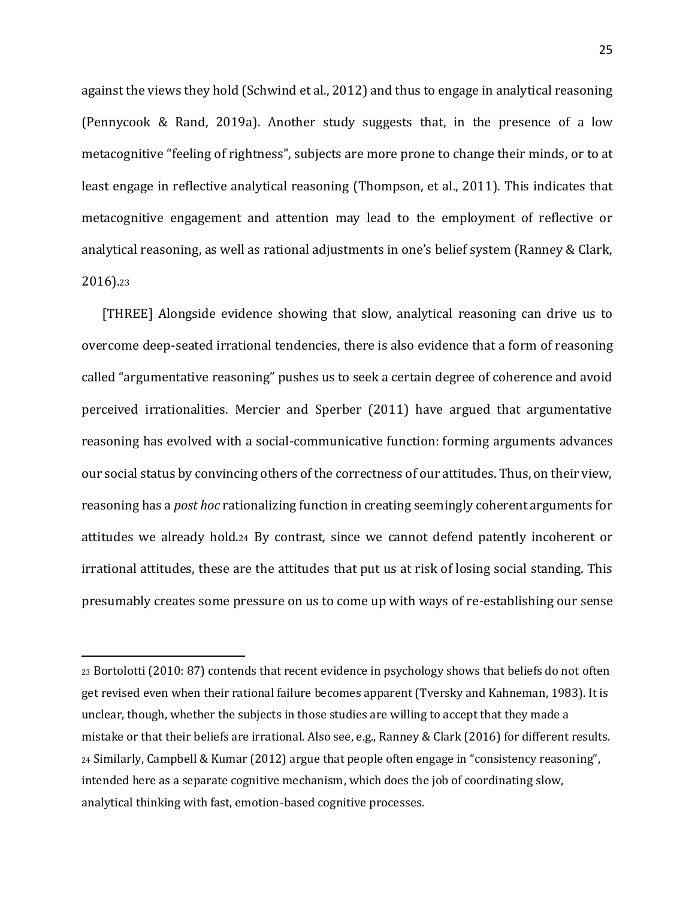against the views they hold (Schwind et al., 2012) and thus to engage in analytical reasoning (Pennycook & Rand, 2019a). Another study suggests that, in the presence of a low metacognitive "feeling of rightness", subjects are more prone to change their minds, or to at least engage in reflective analytical reasoning (Thompson, et al., 2011). This indicates that metacognitive engagement and attention may lead to the employment of reflective or analytical reasoning, as well as rational adjustments in one's belief system (Ranney & Clark, 2016).[23]

[THREE] Alongside evidence showing that slow, analytical reasoning can drive us to overcome deep-seated irrational tendencies, there is also evidence that a form of reasoning called "argumentative reasoning" pushes us to seek a certain degree of coherence and avoid perceived irrationalities. Mercier and Sperber (2011) have argued that argumentative reasoning has evolved with a social-communicative function: forming arguments advances our social status by convincing others of the correctness of our attitudes. Thus, on their view, reasoning has a *post hoc* rationalizing function in creating seemingly coherent arguments for attitudes we already hold.[24] By contrast, since we cannot defend patently incoherent or irrational attitudes, these are the attitudes that put us at risk of losing social standing. This presumably creates some pressure on us to come up with ways of re-establishing our sense

---

[23] Bortolotti (2010: 87) contends that recent evidence in psychology shows that beliefs do not often get revised even when their rational failure becomes apparent (Tversky and Kahneman, 1983). It is unclear, though, whether the subjects in those studies are willing to accept that they made a mistake or that their beliefs are irrational. Also see, e.g., Ranney & Clark (2016) for different results.

[24] Similarly, Campbell & Kumar (2012) argue that people often engage in "consistency reasoning", intended here as a separate cognitive mechanism, which does the job of coordinating slow, analytical thinking with fast, emotion-based cognitive processes.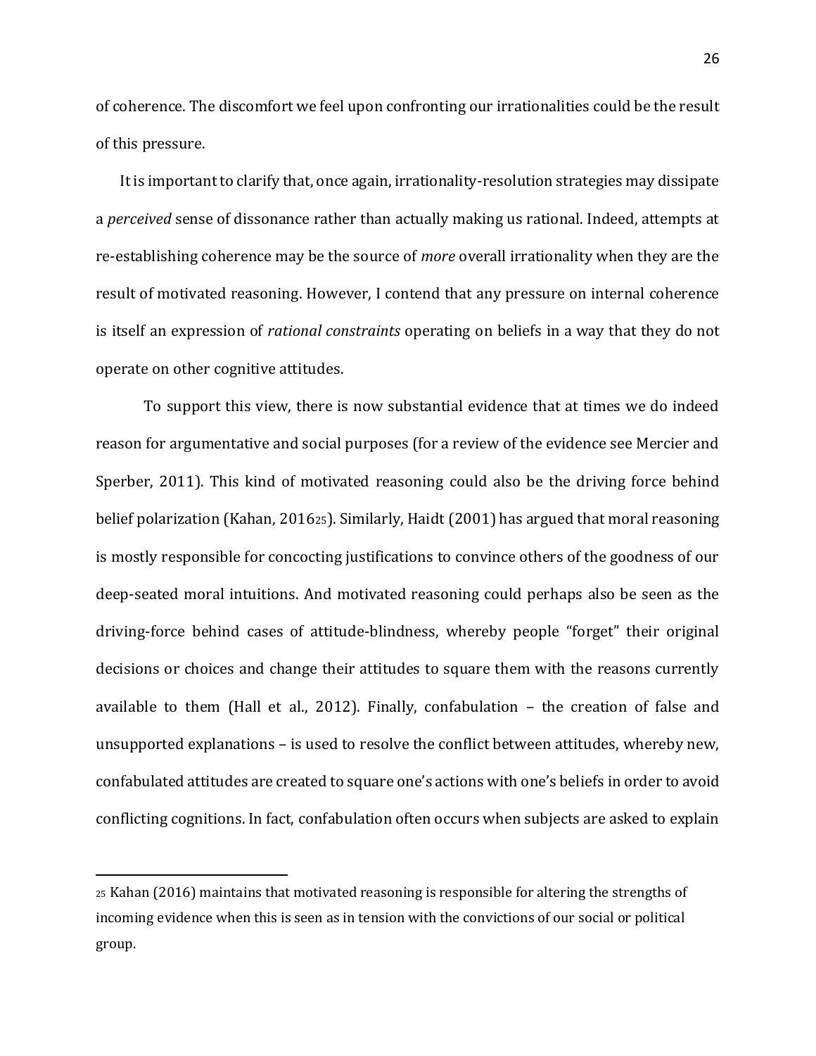of coherence. The discomfort we feel upon confronting our irrationalities could be the result of this pressure.

It is important to clarify that, once again, irrationality-resolution strategies may dissipate a *perceived* sense of dissonance rather than actually making us rational. Indeed, attempts at re-establishing coherence may be the source of *more* overall irrationality when they are the result of motivated reasoning. However, I contend that any pressure on internal coherence is itself an expression of *rational constraints* operating on beliefs in a way that they do not operate on other cognitive attitudes.

To support this view, there is now substantial evidence that at times we do indeed reason for argumentative and social purposes (for a review of the evidence see Mercier and Sperber, 2011). This kind of motivated reasoning could also be the driving force behind belief polarization (Kahan, 2016[25]). Similarly, Haidt (2001) has argued that moral reasoning is mostly responsible for concocting justifications to convince others of the goodness of our deep-seated moral intuitions. And motivated reasoning could perhaps also be seen as the driving-force behind cases of attitude-blindness, whereby people "forget" their original decisions or choices and change their attitudes to square them with the reasons currently available to them (Hall et al., 2012). Finally, confabulation – the creation of false and unsupported explanations – is used to resolve the conflict between attitudes, whereby new, confabulated attitudes are created to square one's actions with one's beliefs in order to avoid conflicting cognitions. In fact, confabulation often occurs when subjects are asked to explain

---

[25] Kahan (2016) maintains that motivated reasoning is responsible for altering the strengths of incoming evidence when this is seen as in tension with the convictions of our social or political group.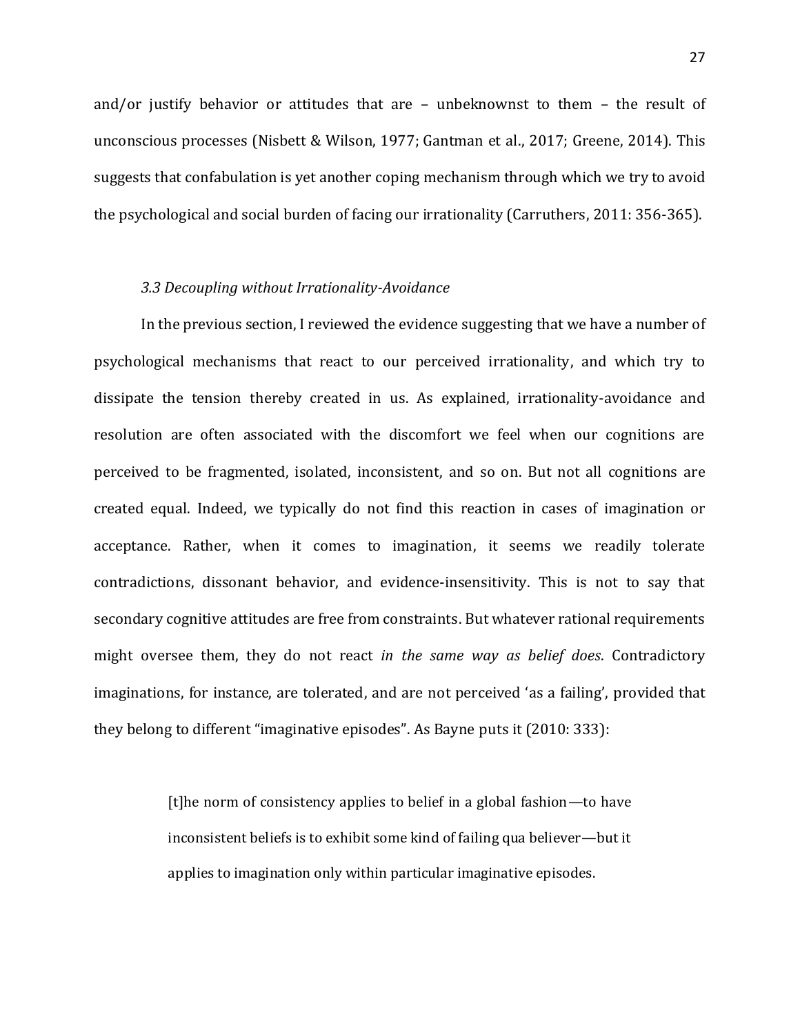and/or justify behavior or attitudes that are – unbeknownst to them – the result of unconscious processes (Nisbett & Wilson, 1977; Gantman et al., 2017; Greene, 2014). This suggests that confabulation is yet another coping mechanism through which we try to avoid the psychological and social burden of facing our irrationality (Carruthers, 2011: 356-365).

### *3.3 Decoupling without Irrationality-Avoidance*

In the previous section, I reviewed the evidence suggesting that we have a number of psychological mechanisms that react to our perceived irrationality, and which try to dissipate the tension thereby created in us. As explained, irrationality-avoidance and resolution are often associated with the discomfort we feel when our cognitions are perceived to be fragmented, isolated, inconsistent, and so on. But not all cognitions are created equal. Indeed, we typically do not find this reaction in cases of imagination or acceptance. Rather, when it comes to imagination, it seems we readily tolerate contradictions, dissonant behavior, and evidence-insensitivity. This is not to say that secondary cognitive attitudes are free from constraints. But whatever rational requirements might oversee them, they do not react *in the same way as belief does*. Contradictory imaginations, for instance, are tolerated, and are not perceived 'as a failing', provided that they belong to different "imaginative episodes". As Bayne puts it (2010: 333):

> [t]he norm of consistency applies to belief in a global fashion—to have inconsistent beliefs is to exhibit some kind of failing qua believer—but it applies to imagination only within particular imaginative episodes.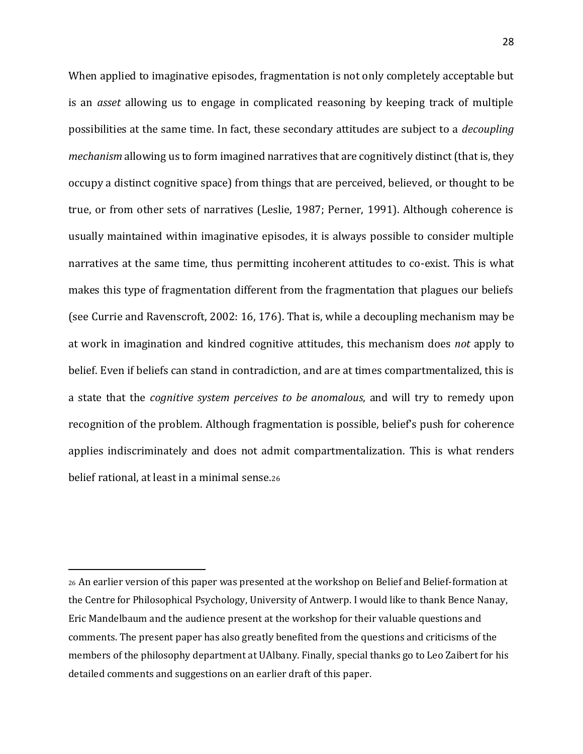When applied to imaginative episodes, fragmentation is not only completely acceptable but is an *asset* allowing us to engage in complicated reasoning by keeping track of multiple possibilities at the same time. In fact, these secondary attitudes are subject to a *decoupling mechanism* allowing us to form imagined narratives that are cognitively distinct (that is, they occupy a distinct cognitive space) from things that are perceived, believed, or thought to be true, or from other sets of narratives (Leslie, 1987; Perner, 1991). Although coherence is usually maintained within imaginative episodes, it is always possible to consider multiple narratives at the same time, thus permitting incoherent attitudes to co-exist. This is what makes this type of fragmentation different from the fragmentation that plagues our beliefs (see Currie and Ravenscroft, 2002: 16, 176). That is, while a decoupling mechanism may be at work in imagination and kindred cognitive attitudes, this mechanism does *not* apply to belief. Even if beliefs can stand in contradiction, and are at times compartmentalized, this is a state that the *cognitive system perceives to be anomalous*, and will try to remedy upon recognition of the problem. Although fragmentation is possible, belief's push for coherence applies indiscriminately and does not admit compartmentalization. This is what renders belief rational, at least in a minimal sense.[26]

---

[26] An earlier version of this paper was presented at the workshop on Belief and Belief-formation at the Centre for Philosophical Psychology, University of Antwerp. I would like to thank Bence Nanay, Eric Mandelbaum and the audience present at the workshop for their valuable questions and comments. The present paper has also greatly benefited from the questions and criticisms of the members of the philosophy department at UAlbany. Finally, special thanks go to Leo Zaibert for his detailed comments and suggestions on an earlier draft of this paper.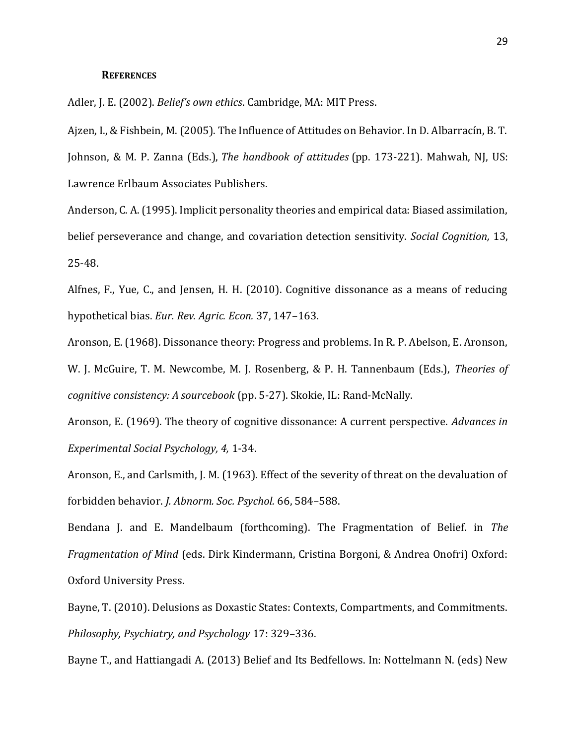## References

Adler, J. E. (2002). *Belief's own ethics.* Cambridge, MA: MIT Press.

Ajzen, I., & Fishbein, M. (2005). The Influence of Attitudes on Behavior. In D. Albarracín, B. T. Johnson, & M. P. Zanna (Eds.), *The handbook of attitudes* (pp. 173-221). Mahwah, NJ, US: Lawrence Erlbaum Associates Publishers.

Anderson, C. A. (1995). Implicit personality theories and empirical data: Biased assimilation, belief perseverance and change, and covariation detection sensitivity. *Social Cognition,* 13, 25-48.

Alfnes, F., Yue, C., and Jensen, H. H. (2010). Cognitive dissonance as a means of reducing hypothetical bias. *Eur. Rev. Agric. Econ.* 37, 147–163.

Aronson, E. (1968). Dissonance theory: Progress and problems. In R. P. Abelson, E. Aronson, W. J. McGuire, T. M. Newcombe, M. J. Rosenberg, & P. H. Tannenbaum (Eds.), *Theories of cognitive consistency: A sourcebook* (pp. 5-27). Skokie, IL: Rand-McNally.

Aronson, E. (1969). The theory of cognitive dissonance: A current perspective. *Advances in Experimental Social Psychology, 4,* 1-34.

Aronson, E., and Carlsmith, J. M. (1963). Effect of the severity of threat on the devaluation of forbidden behavior. *J. Abnorm. Soc. Psychol.* 66, 584–588.

Bendana J. and E. Mandelbaum (forthcoming). The Fragmentation of Belief. in *The Fragmentation of Mind* (eds. Dirk Kindermann, Cristina Borgoni, & Andrea Onofri) Oxford: Oxford University Press.

Bayne, T. (2010). Delusions as Doxastic States: Contexts, Compartments, and Commitments. *Philosophy, Psychiatry, and Psychology* 17: 329–336.

Bayne T., and Hattiangadi A. (2013) Belief and Its Bedfellows. In: Nottelmann N. (eds) New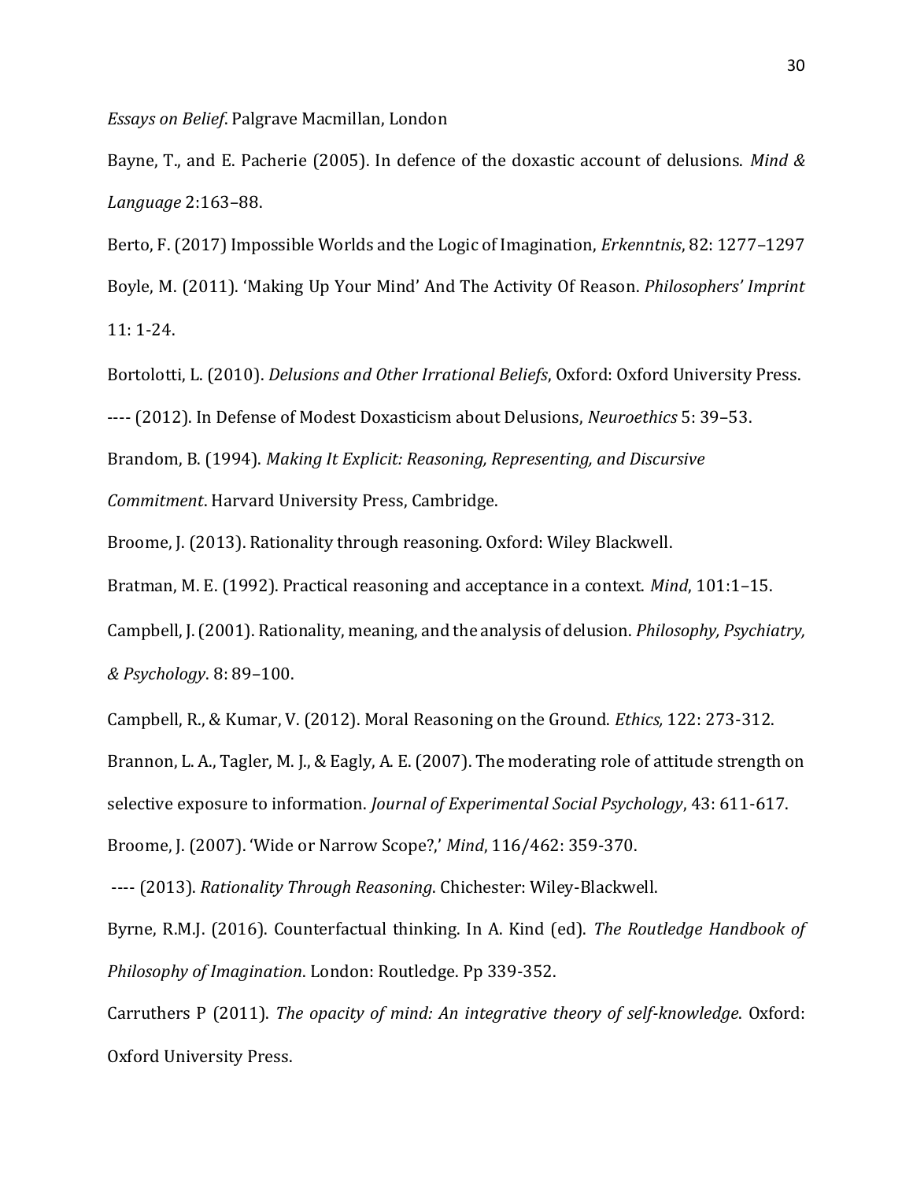*Essays on Belief*. Palgrave Macmillan, London

Bayne, T., and E. Pacherie (2005). In defence of the doxastic account of delusions. *Mind & Language* 2:163–88.

Berto, F. (2017) Impossible Worlds and the Logic of Imagination, *Erkenntnis*, 82: 1277–1297

Boyle, M. (2011). 'Making Up Your Mind' And The Activity Of Reason. *Philosophers' Imprint* 11: 1-24.

Bortolotti, L. (2010). *Delusions and Other Irrational Beliefs*, Oxford: Oxford University Press.

---- (2012). In Defense of Modest Doxasticism about Delusions, *Neuroethics* 5: 39–53.

Brandom, B. (1994). *Making It Explicit: Reasoning, Representing, and Discursive Commitment*. Harvard University Press, Cambridge.

Broome, J. (2013). Rationality through reasoning. Oxford: Wiley Blackwell.

Bratman, M. E. (1992). Practical reasoning and acceptance in a context. *Mind*, 101:1–15.

Campbell, J. (2001). Rationality, meaning, and the analysis of delusion. *Philosophy, Psychiatry, & Psychology*. 8: 89–100.

Campbell, R., & Kumar, V. (2012). Moral Reasoning on the Ground. *Ethics,* 122: 273-312.

Brannon, L. A., Tagler, M. J., & Eagly, A. E. (2007). The moderating role of attitude strength on selective exposure to information. *Journal of Experimental Social Psychology*, 43: 611-617.

Broome, J. (2007). 'Wide or Narrow Scope?,' *Mind*, 116/462: 359-370.

---- (2013). *Rationality Through Reasoning*. Chichester: Wiley-Blackwell.

Byrne, R.M.J. (2016). Counterfactual thinking. In A. Kind (ed). *The Routledge Handbook of Philosophy of Imagination*. London: Routledge. Pp 339-352.

Carruthers P (2011). *The opacity of mind: An integrative theory of self-knowledge*. Oxford: Oxford University Press.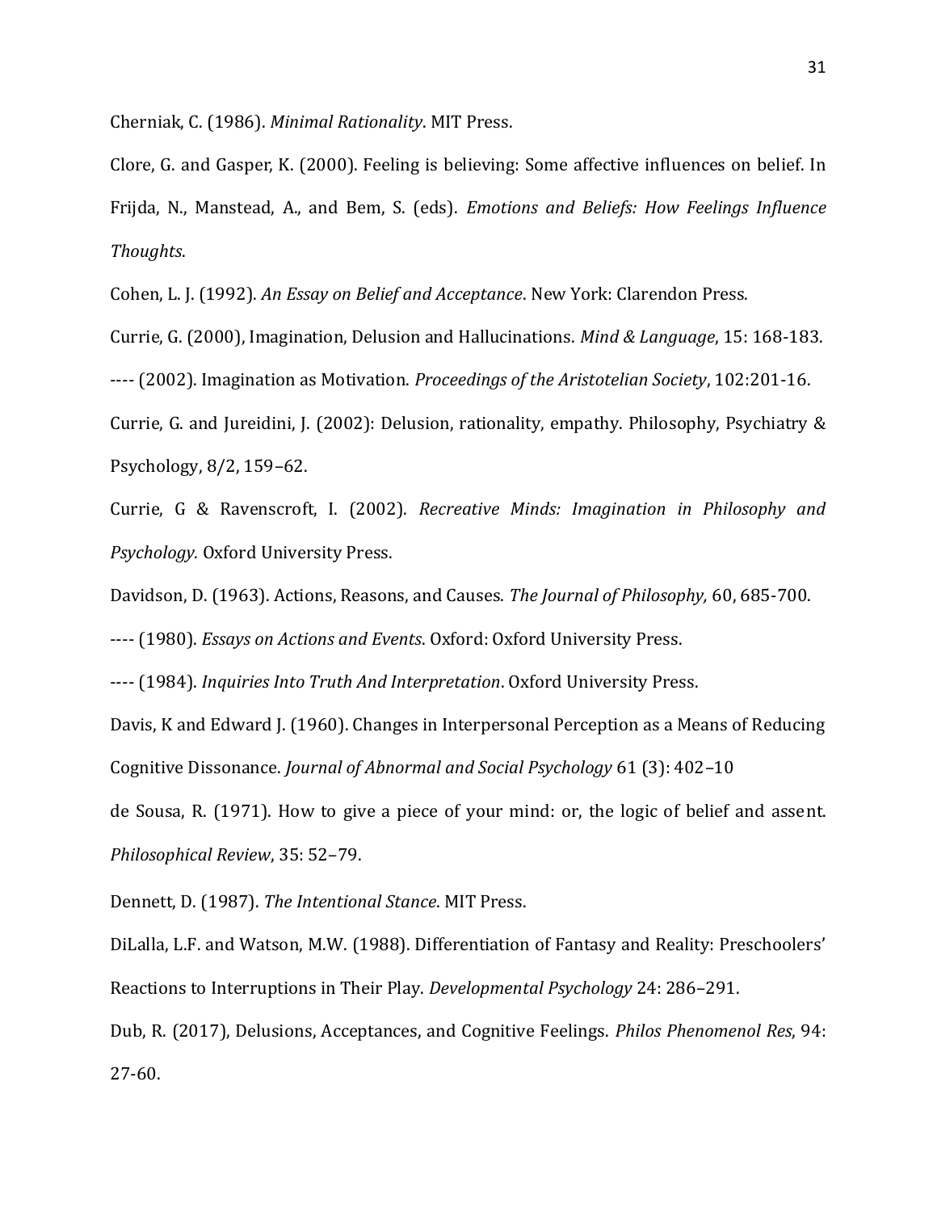Cherniak, C. (1986). *Minimal Rationality*. MIT Press.

Clore, G. and Gasper, K. (2000). Feeling is believing: Some affective influences on belief. In Frijda, N., Manstead, A., and Bem, S. (eds). *Emotions and Beliefs: How Feelings Influence Thoughts*.

Cohen, L. J. (1992). *An Essay on Belief and Acceptance*. New York: Clarendon Press.

Currie, G. (2000), Imagination, Delusion and Hallucinations. *Mind & Language*, 15: 168-183.

---- (2002). Imagination as Motivation. *Proceedings of the Aristotelian Society*, 102:201-16.

Currie, G. and Jureidini, J. (2002): Delusion, rationality, empathy. Philosophy, Psychiatry & Psychology, 8/2, 159–62.

Currie, G & Ravenscroft, I. (2002). *Recreative Minds: Imagination in Philosophy and Psychology.* Oxford University Press.

Davidson, D. (1963). Actions, Reasons, and Causes. *The Journal of Philosophy,* 60, 685-700.

---- (1980). *Essays on Actions and Events*. Oxford: Oxford University Press.

---- (1984). *Inquiries Into Truth And Interpretation*. Oxford University Press.

Davis, K and Edward J. (1960). Changes in Interpersonal Perception as a Means of Reducing Cognitive Dissonance. *Journal of Abnormal and Social Psychology* 61 (3): 402–10

de Sousa, R. (1971). How to give a piece of your mind: or, the logic of belief and assent. *Philosophical Review*, 35: 52–79.

Dennett, D. (1987). *The Intentional Stance*. MIT Press.

DiLalla, L.F. and Watson, M.W. (1988). Differentiation of Fantasy and Reality: Preschoolers' Reactions to Interruptions in Their Play. *Developmental Psychology* 24: 286–291.

Dub, R. (2017), Delusions, Acceptances, and Cognitive Feelings. *Philos Phenomenol Res*, 94: 27-60.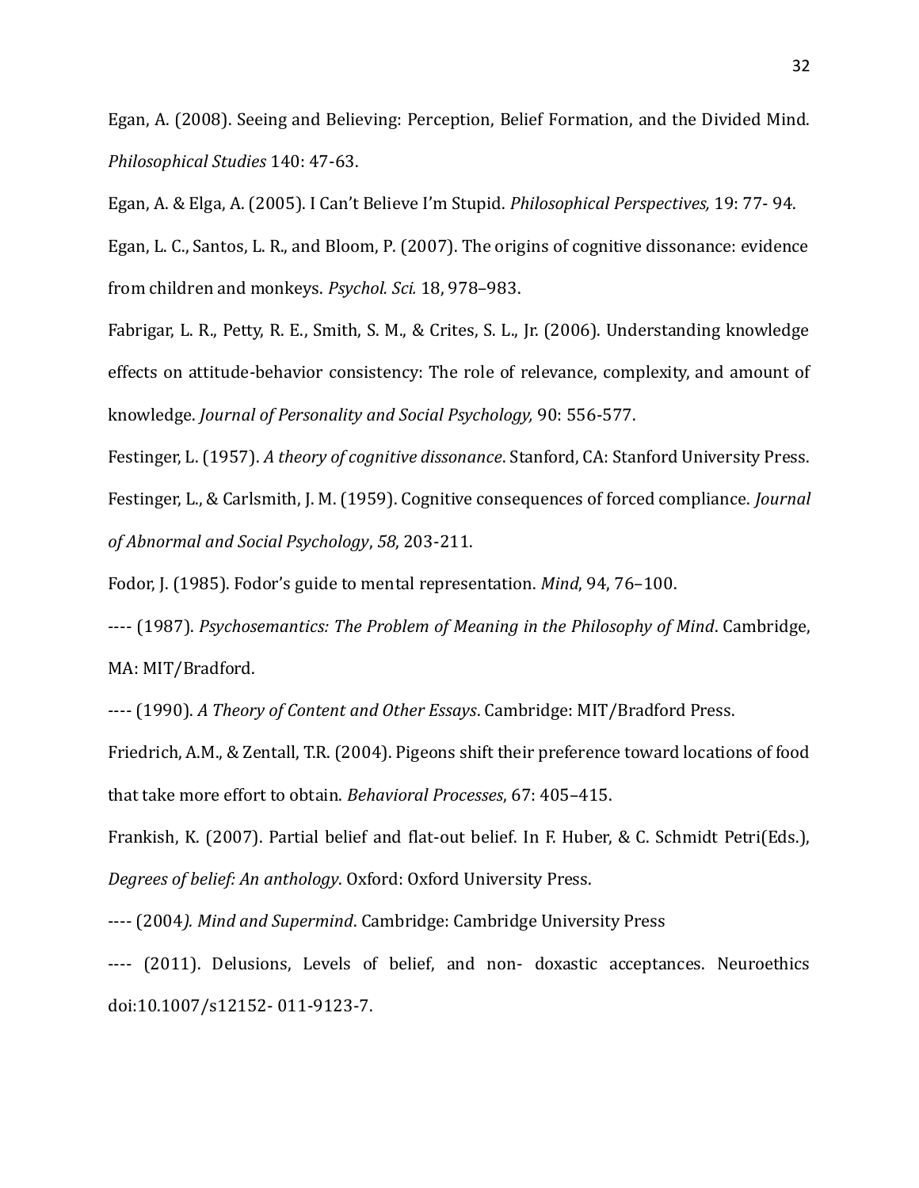Egan, A. (2008). Seeing and Believing: Perception, Belief Formation, and the Divided Mind. *Philosophical Studies* 140: 47-63.

Egan, A. & Elga, A. (2005). I Can't Believe I'm Stupid. *Philosophical Perspectives,* 19: 77- 94.

Egan, L. C., Santos, L. R., and Bloom, P. (2007). The origins of cognitive dissonance: evidence from children and monkeys. *Psychol. Sci.* 18, 978–983.

Fabrigar, L. R., Petty, R. E., Smith, S. M., & Crites, S. L., Jr. (2006). Understanding knowledge effects on attitude-behavior consistency: The role of relevance, complexity, and amount of knowledge. *Journal of Personality and Social Psychology,* 90: 556-577.

Festinger, L. (1957). *A theory of cognitive dissonance*. Stanford, CA: Stanford University Press.

Festinger, L., & Carlsmith, J. M. (1959). Cognitive consequences of forced compliance. *Journal of Abnormal and Social Psychology*, *58*, 203-211.

Fodor, J. (1985). Fodor's guide to mental representation. *Mind*, 94, 76–100.

---- (1987). *Psychosemantics: The Problem of Meaning in the Philosophy of Mind*. Cambridge, MA: MIT/Bradford.

---- (1990). *A Theory of Content and Other Essays*. Cambridge: MIT/Bradford Press.

Friedrich, A.M., & Zentall, T.R. (2004). Pigeons shift their preference toward locations of food that take more effort to obtain. *Behavioral Processes*, 67: 405–415.

Frankish, K. (2007). Partial belief and flat-out belief. In F. Huber, & C. Schmidt Petri(Eds.), *Degrees of belief: An anthology*. Oxford: Oxford University Press.

---- (2004*). Mind and Supermind*. Cambridge: Cambridge University Press

---- (2011). Delusions, Levels of belief, and non- doxastic acceptances. Neuroethics doi:10.1007/s12152- 011-9123-7.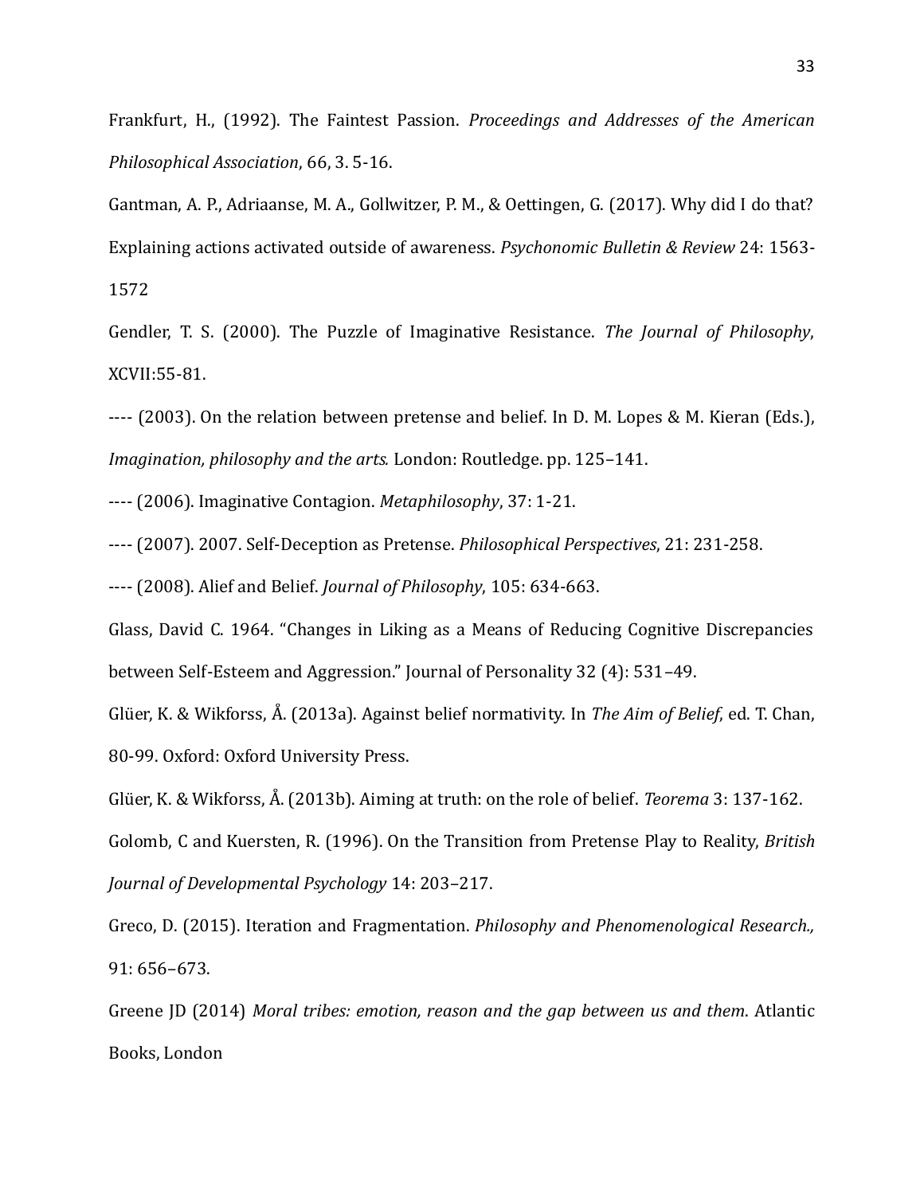Frankfurt, H., (1992). The Faintest Passion. *Proceedings and Addresses of the American Philosophical Association*, 66, 3. 5-16.

Gantman, A. P., Adriaanse, M. A., Gollwitzer, P. M., & Oettingen, G. (2017). Why did I do that? Explaining actions activated outside of awareness. *Psychonomic Bulletin & Review* 24: 1563-1572

Gendler, T. S. (2000). The Puzzle of Imaginative Resistance. *The Journal of Philosophy*, XCVII:55-81.

---- (2003). On the relation between pretense and belief. In D. M. Lopes & M. Kieran (Eds.), *Imagination, philosophy and the arts.* London: Routledge. pp. 125–141.

---- (2006). Imaginative Contagion. *Metaphilosophy*, 37: 1-21.

---- (2007). 2007. Self-Deception as Pretense. *Philosophical Perspectives*, 21: 231-258.

---- (2008). Alief and Belief. *Journal of Philosophy*, 105: 634-663.

Glass, David C. 1964. "Changes in Liking as a Means of Reducing Cognitive Discrepancies between Self-Esteem and Aggression." Journal of Personality 32 (4): 531–49.

Glüer, K. & Wikforss, Å. (2013a). Against belief normativity. In *The Aim of Belief*, ed. T. Chan, 80-99. Oxford: Oxford University Press.

Glüer, K. & Wikforss, Å. (2013b). Aiming at truth: on the role of belief. *Teorema* 3: 137-162.

Golomb, C and Kuersten, R. (1996). On the Transition from Pretense Play to Reality, *British Journal of Developmental Psychology* 14: 203–217.

Greco, D. (2015). Iteration and Fragmentation. *Philosophy and Phenomenological Research.,* 91: 656–673.

Greene JD (2014) *Moral tribes: emotion, reason and the gap between us and them*. Atlantic Books, London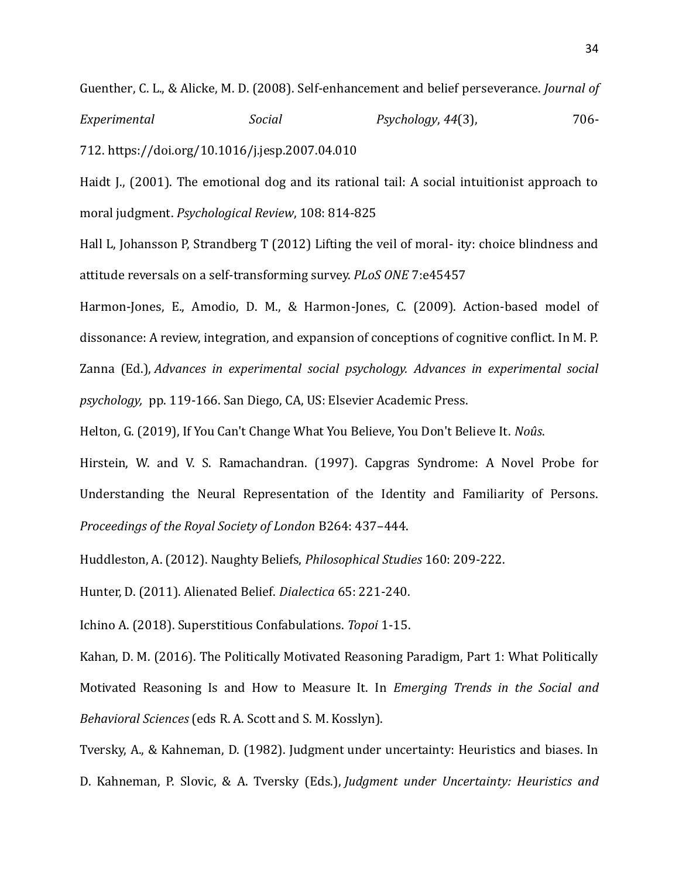Guenther, C. L., & Alicke, M. D. (2008). Self-enhancement and belief perseverance. *Journal of Experimental Social Psychology*, *44*(3), 706-712. https://doi.org/10.1016/j.jesp.2007.04.010

Haidt J., (2001). The emotional dog and its rational tail: A social intuitionist approach to moral judgment. *Psychological Review*, 108: 814-825

Hall L, Johansson P, Strandberg T (2012) Lifting the veil of moral- ity: choice blindness and attitude reversals on a self-transforming survey. *PLoS ONE* 7:e45457

Harmon-Jones, E., Amodio, D. M., & Harmon-Jones, C. (2009). Action-based model of dissonance: A review, integration, and expansion of conceptions of cognitive conflict. In M. P. Zanna (Ed.), *Advances in experimental social psychology. Advances in experimental social psychology,* pp. 119-166. San Diego, CA, US: Elsevier Academic Press.

Helton, G. (2019), If You Can't Change What You Believe, You Don't Believe It. *Noûs*.

Hirstein, W. and V. S. Ramachandran. (1997). Capgras Syndrome: A Novel Probe for Understanding the Neural Representation of the Identity and Familiarity of Persons. *Proceedings of the Royal Society of London* B264: 437–444.

Huddleston, A. (2012). Naughty Beliefs, *Philosophical Studies* 160: 209-222.

Hunter, D. (2011). Alienated Belief. *Dialectica* 65: 221-240.

Ichino A. (2018). Superstitious Confabulations. *Topoi* 1-15.

Kahan, D. M. (2016). The Politically Motivated Reasoning Paradigm, Part 1: What Politically Motivated Reasoning Is and How to Measure It. In *Emerging Trends in the Social and Behavioral Sciences* (eds R. A. Scott and S. M. Kosslyn).

Tversky, A., & Kahneman, D. (1982). Judgment under uncertainty: Heuristics and biases. In D. Kahneman, P. Slovic, & A. Tversky (Eds.), *Judgment under Uncertainty: Heuristics and*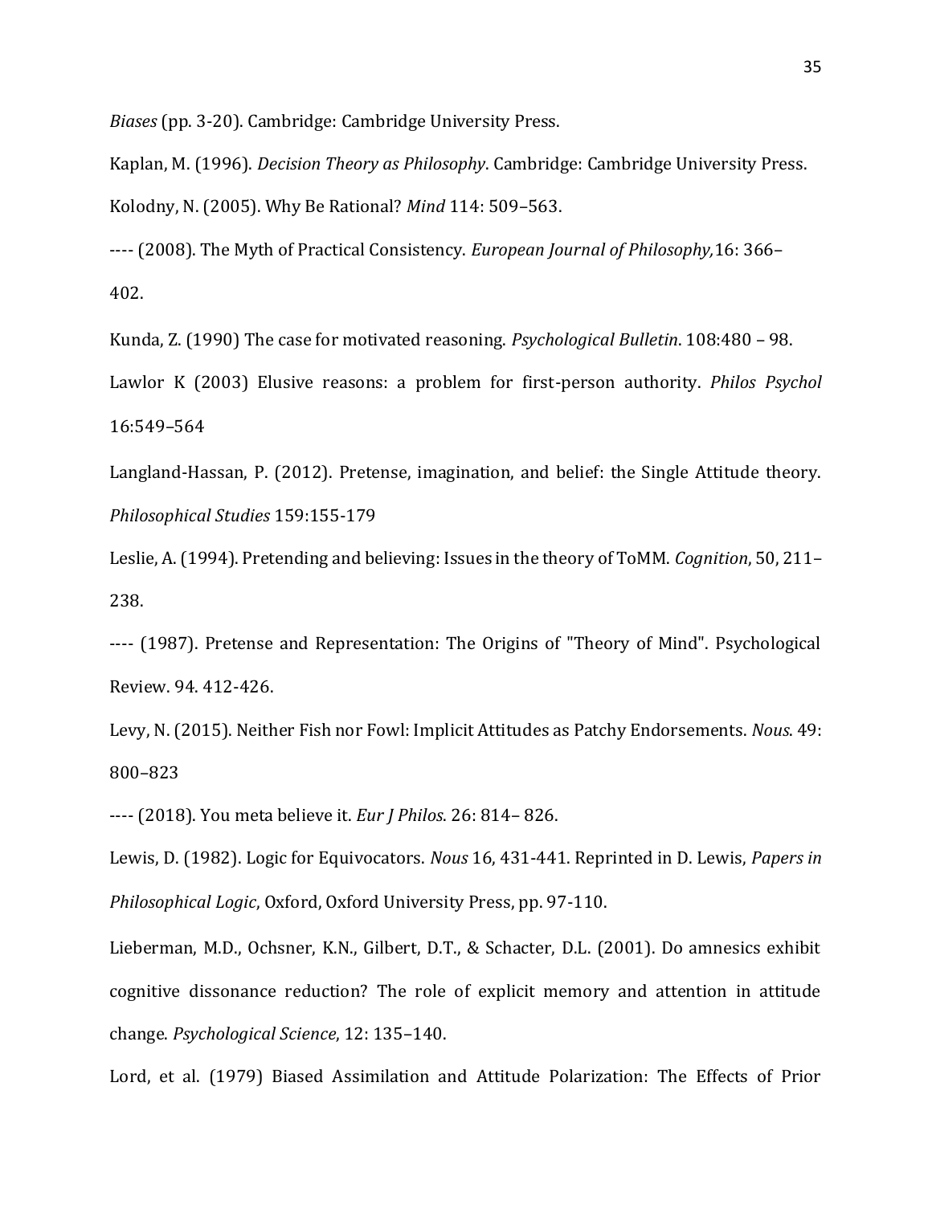*Biases* (pp. 3-20). Cambridge: Cambridge University Press.

Kaplan, M. (1996). *Decision Theory as Philosophy*. Cambridge: Cambridge University Press.

Kolodny, N. (2005). Why Be Rational? *Mind* 114: 509–563.

---- (2008). The Myth of Practical Consistency. *European Journal of Philosophy,*16: 366–402.

Kunda, Z. (1990) The case for motivated reasoning. *Psychological Bulletin*. 108:480 – 98.

Lawlor K (2003) Elusive reasons: a problem for first-person authority. *Philos Psychol* 16:549–564

Langland-Hassan, P. (2012). Pretense, imagination, and belief: the Single Attitude theory. *Philosophical Studies* 159:155-179

Leslie, A. (1994). Pretending and believing: Issues in the theory of ToMM. *Cognition*, 50, 211–238.

---- (1987). Pretense and Representation: The Origins of "Theory of Mind". Psychological Review. 94. 412-426.

Levy, N. (2015). Neither Fish nor Fowl: Implicit Attitudes as Patchy Endorsements. *Nous*. 49: 800–823

---- (2018). You meta believe it. *Eur J Philos*. 26: 814– 826.

Lewis, D. (1982). Logic for Equivocators. *Nous* 16, 431-441. Reprinted in D. Lewis, *Papers in Philosophical Logic*, Oxford, Oxford University Press, pp. 97-110.

Lieberman, M.D., Ochsner, K.N., Gilbert, D.T., & Schacter, D.L. (2001). Do amnesics exhibit cognitive dissonance reduction? The role of explicit memory and attention in attitude change. *Psychological Science*, 12: 135–140.

Lord, et al. (1979) Biased Assimilation and Attitude Polarization: The Effects of Prior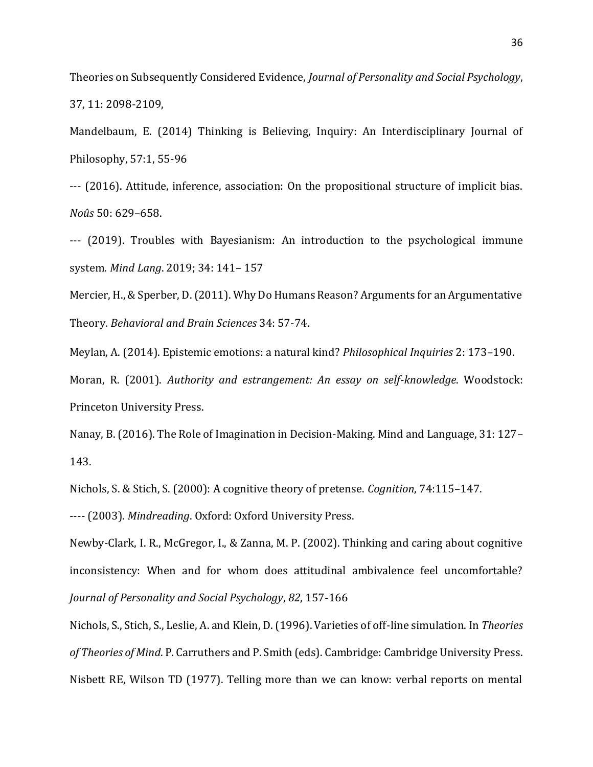Theories on Subsequently Considered Evidence, *Journal of Personality and Social Psychology*, 37, 11: 2098-2109,

Mandelbaum, E. (2014) Thinking is Believing, Inquiry: An Interdisciplinary Journal of Philosophy, 57:1, 55-96

--- (2016). Attitude, inference, association: On the propositional structure of implicit bias. *Noûs* 50: 629–658.

--- (2019). Troubles with Bayesianism: An introduction to the psychological immune system. *Mind Lang*. 2019; 34: 141– 157

Mercier, H., & Sperber, D. (2011). Why Do Humans Reason? Arguments for an Argumentative Theory. *Behavioral and Brain Sciences* 34: 57-74.

Meylan, A. (2014). Epistemic emotions: a natural kind? *Philosophical Inquiries* 2: 173–190.

Moran, R. (2001). *Authority and estrangement: An essay on self-knowledge*. Woodstock: Princeton University Press.

Nanay, B. (2016). The Role of Imagination in Decision-Making. Mind and Language, 31: 127–143.

Nichols, S. & Stich, S. (2000): A cognitive theory of pretense. *Cognition*, 74:115–147.

---- (2003). *Mindreading*. Oxford: Oxford University Press.

Newby-Clark, I. R., McGregor, I., & Zanna, M. P. (2002). Thinking and caring about cognitive inconsistency: When and for whom does attitudinal ambivalence feel uncomfortable? *Journal of Personality and Social Psychology*, *82*, 157-166

Nichols, S., Stich, S., Leslie, A. and Klein, D. (1996). Varieties of off-line simulation. In *Theories of Theories of Mind*. P. Carruthers and P. Smith (eds). Cambridge: Cambridge University Press.

Nisbett RE, Wilson TD (1977). Telling more than we can know: verbal reports on mental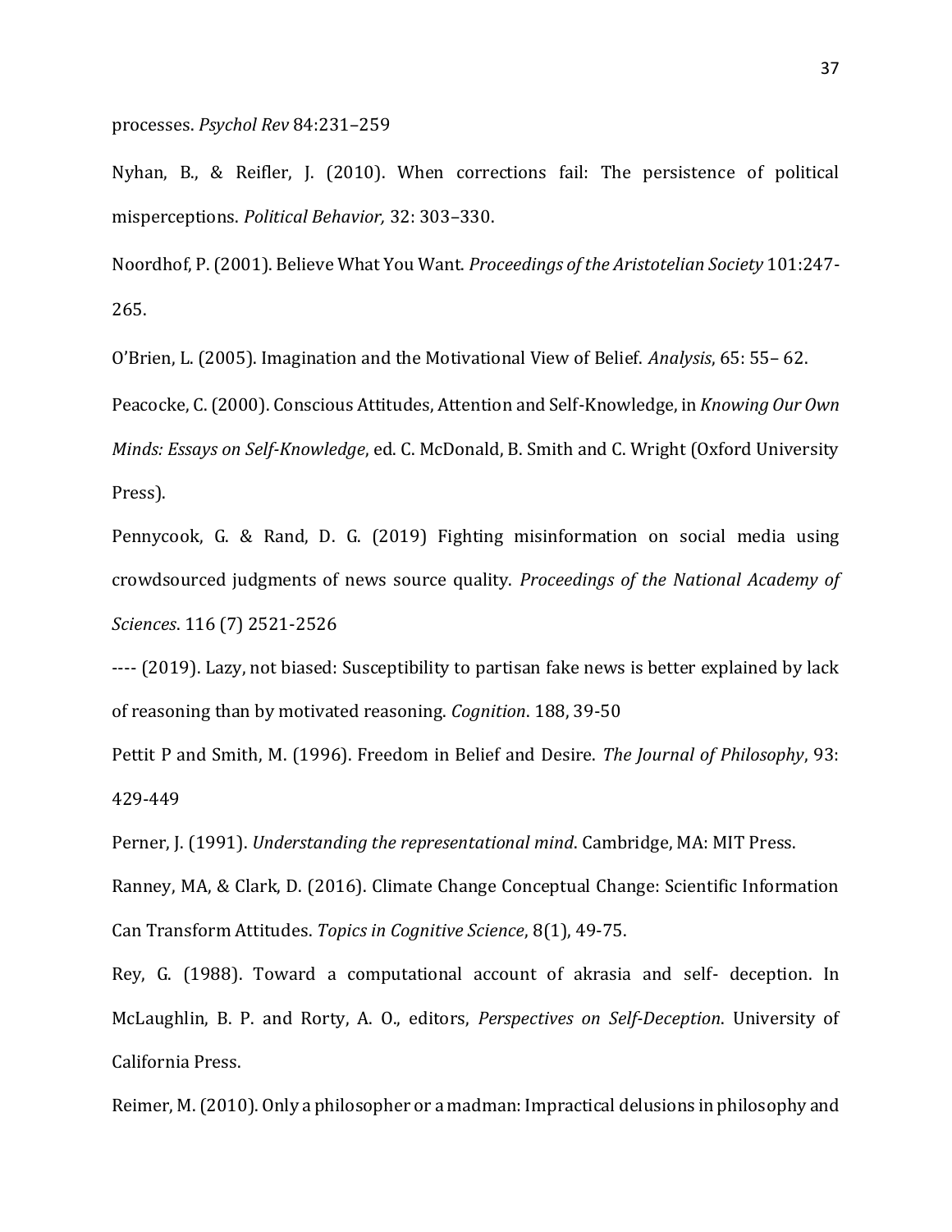processes. *Psychol Rev* 84:231–259

Nyhan, B., & Reifler, J. (2010). When corrections fail: The persistence of political misperceptions. *Political Behavior,* 32: 303–330.

Noordhof, P. (2001). Believe What You Want. *Proceedings of the Aristotelian Society* 101:247-265.

O'Brien, L. (2005). Imagination and the Motivational View of Belief. *Analysis*, 65: 55– 62.

Peacocke, C. (2000). Conscious Attitudes, Attention and Self-Knowledge, in *Knowing Our Own Minds: Essays on Self-Knowledge*, ed. C. McDonald, B. Smith and C. Wright (Oxford University Press).

Pennycook, G. & Rand, D. G. (2019) Fighting misinformation on social media using crowdsourced judgments of news source quality. *Proceedings of the National Academy of Sciences*. 116 (7) 2521-2526

---- (2019). Lazy, not biased: Susceptibility to partisan fake news is better explained by lack of reasoning than by motivated reasoning. *Cognition*. 188, 39-50

Pettit P and Smith, M. (1996). Freedom in Belief and Desire. *The Journal of Philosophy*, 93: 429-449

Perner, J. (1991). *Understanding the representational mind*. Cambridge, MA: MIT Press.

Ranney, MA, & Clark, D. (2016). Climate Change Conceptual Change: Scientific Information Can Transform Attitudes. *Topics in Cognitive Science*, 8(1), 49-75.

Rey, G. (1988). Toward a computational account of akrasia and self- deception. In McLaughlin, B. P. and Rorty, A. O., editors, *Perspectives on Self-Deception*. University of California Press.

Reimer, M. (2010). Only a philosopher or a madman: Impractical delusions in philosophy and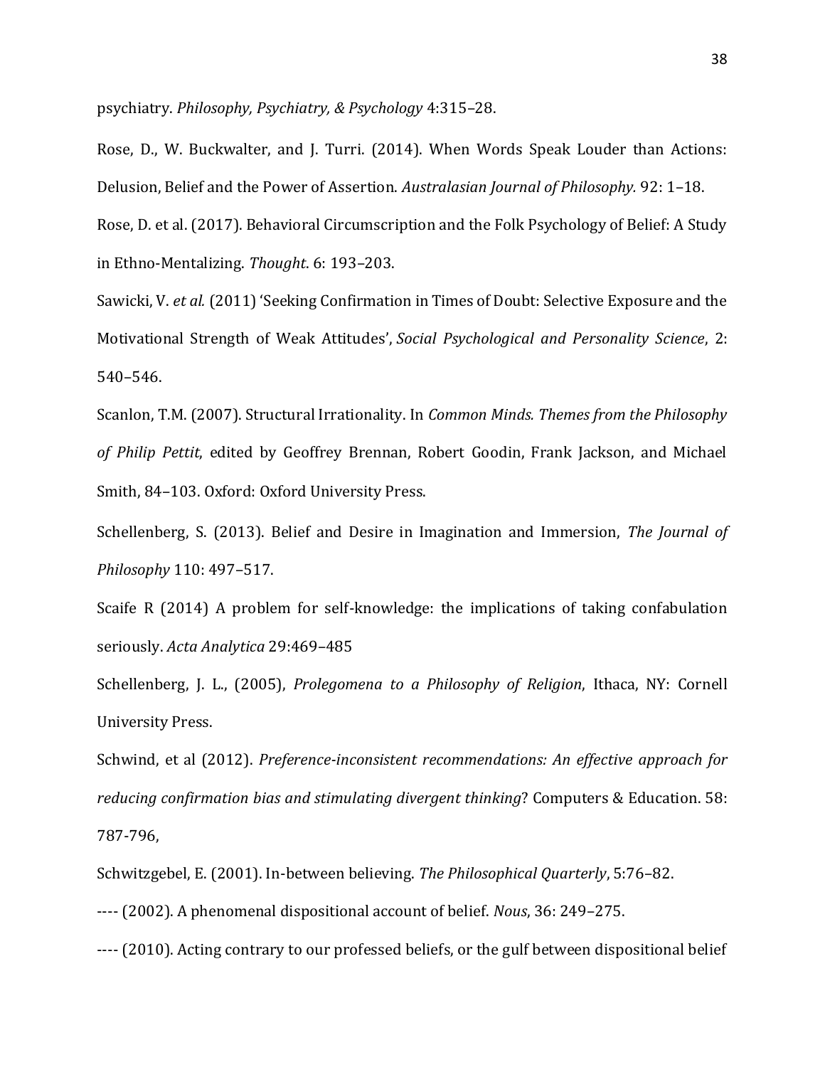psychiatry. *Philosophy, Psychiatry, & Psychology* 4:315–28.

Rose, D., W. Buckwalter, and J. Turri. (2014). When Words Speak Louder than Actions: Delusion, Belief and the Power of Assertion. *Australasian Journal of Philosophy.* 92: 1–18.

Rose, D. et al. (2017). Behavioral Circumscription and the Folk Psychology of Belief: A Study in Ethno-Mentalizing. *Thought*. 6: 193–203.

Sawicki, V. *et al.* (2011) 'Seeking Confirmation in Times of Doubt: Selective Exposure and the Motivational Strength of Weak Attitudes', *Social Psychological and Personality Science*, 2: 540–546.

Scanlon, T.M. (2007). Structural Irrationality. In *Common Minds. Themes from the Philosophy of Philip Pettit*, edited by Geoffrey Brennan, Robert Goodin, Frank Jackson, and Michael Smith, 84–103. Oxford: Oxford University Press.

Schellenberg, S. (2013). Belief and Desire in Imagination and Immersion, *The Journal of Philosophy* 110: 497–517.

Scaife R (2014) A problem for self-knowledge: the implications of taking confabulation seriously. *Acta Analytica* 29:469–485

Schellenberg, J. L., (2005), *Prolegomena to a Philosophy of Religion*, Ithaca, NY: Cornell University Press.

Schwind, et al (2012). *Preference-inconsistent recommendations: An effective approach for reducing confirmation bias and stimulating divergent thinking*? Computers & Education. 58: 787-796,

Schwitzgebel, E. (2001). In-between believing. *The Philosophical Quarterly*, 5:76–82.

---- (2002). A phenomenal dispositional account of belief. *Nous*, 36: 249–275.

---- (2010). Acting contrary to our professed beliefs, or the gulf between dispositional belief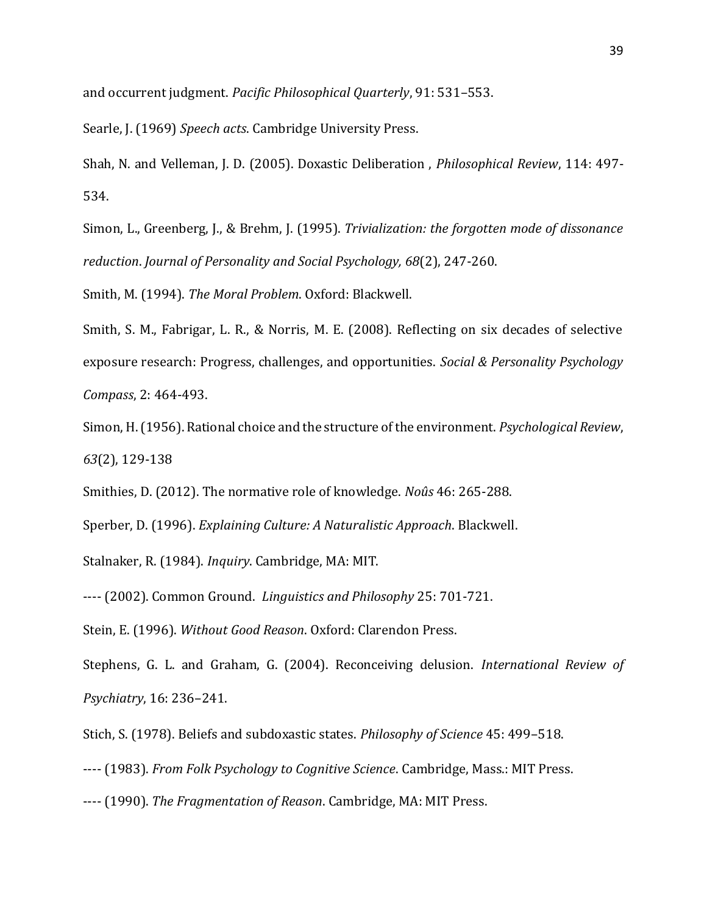and occurrent judgment. *Pacific Philosophical Quarterly*, 91: 531–553.

Searle, J. (1969) *Speech acts*. Cambridge University Press.

Shah, N. and Velleman, J. D. (2005). Doxastic Deliberation , *Philosophical Review*, 114: 497-534.

Simon, L., Greenberg, J., & Brehm, J. (1995). *Trivialization: the forgotten mode of dissonance reduction*. *Journal of Personality and Social Psychology, 68*(2), 247-260.

Smith, M. (1994). *The Moral Problem*. Oxford: Blackwell.

Smith, S. M., Fabrigar, L. R., & Norris, M. E. (2008). Reflecting on six decades of selective exposure research: Progress, challenges, and opportunities. *Social & Personality Psychology Compass*, 2: 464-493.

Simon, H. (1956). Rational choice and the structure of the environment. *Psychological Review*, *63*(2), 129-138

Smithies, D. (2012). The normative role of knowledge. *Noûs* 46: 265-288.

Sperber, D. (1996). *Explaining Culture: A Naturalistic Approach*. Blackwell.

Stalnaker, R. (1984). *Inquiry*. Cambridge, MA: MIT.

---- (2002). Common Ground. *Linguistics and Philosophy* 25: 701-721.

Stein, E. (1996). *Without Good Reason*. Oxford: Clarendon Press.

Stephens, G. L. and Graham, G. (2004). Reconceiving delusion. *International Review of Psychiatry*, 16: 236–241.

Stich, S. (1978). Beliefs and subdoxastic states. *Philosophy of Science* 45: 499–518.

---- (1983). *From Folk Psychology to Cognitive Science*. Cambridge, Mass.: MIT Press.

---- (1990). *The Fragmentation of Reason*. Cambridge, MA: MIT Press.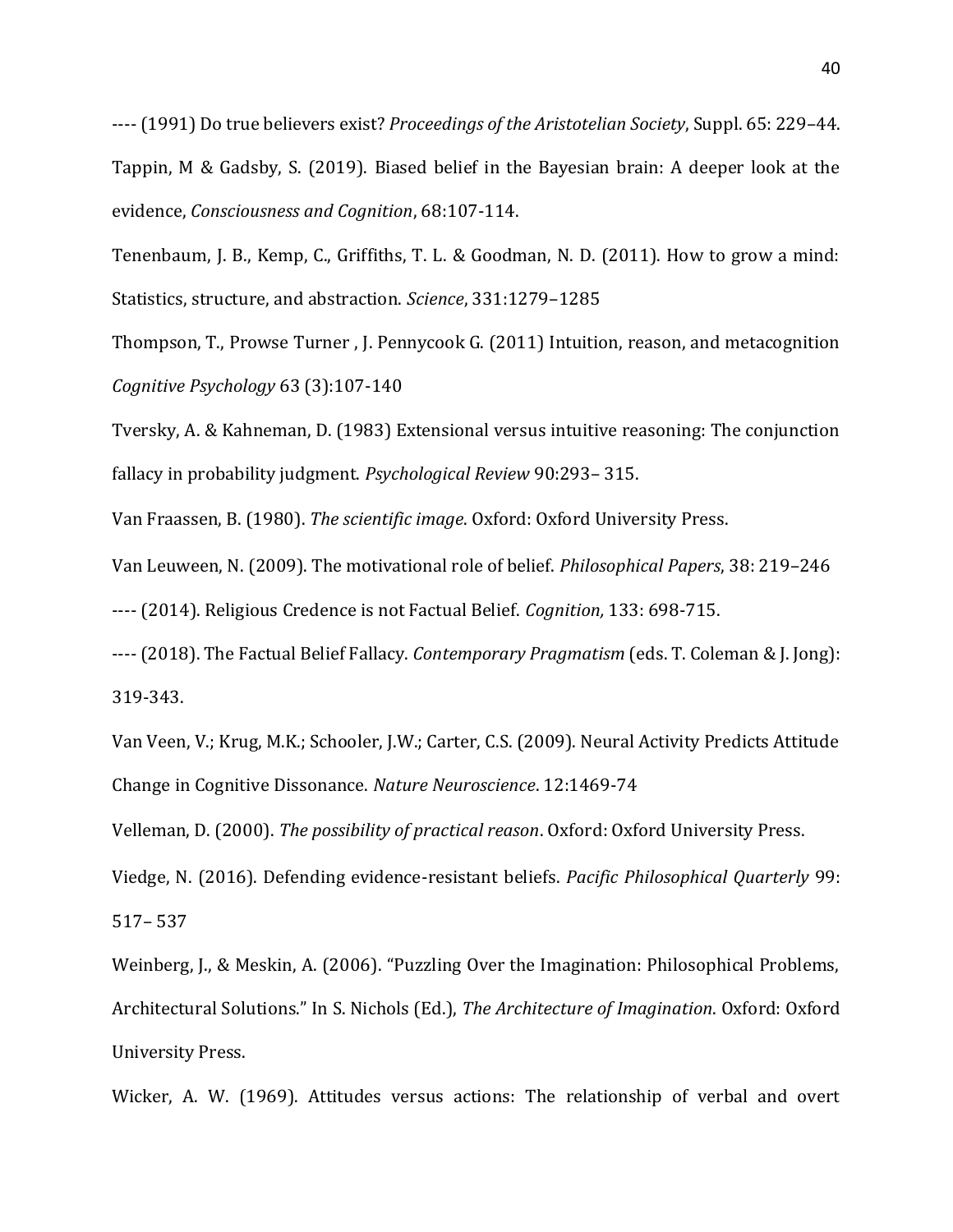---- (1991) Do true believers exist? *Proceedings of the Aristotelian Society*, Suppl. 65: 229–44.

Tappin, M & Gadsby, S. (2019). Biased belief in the Bayesian brain: A deeper look at the evidence, *Consciousness and Cognition*, 68:107-114.

Tenenbaum, J. B., Kemp, C., Griffiths, T. L. & Goodman, N. D. (2011). How to grow a mind: Statistics, structure, and abstraction. *Science*, 331:1279–1285

Thompson, T., Prowse Turner , J. Pennycook G. (2011) Intuition, reason, and metacognition *Cognitive Psychology* 63 (3):107-140

Tversky, A. & Kahneman, D. (1983) Extensional versus intuitive reasoning: The conjunction fallacy in probability judgment. *Psychological Review* 90:293– 315.

Van Fraassen, B. (1980). *The scientific image*. Oxford: Oxford University Press.

Van Leuween, N. (2009). The motivational role of belief. *Philosophical Papers*, 38: 219–246

---- (2014). Religious Credence is not Factual Belief. *Cognition,* 133: 698-715.

---- (2018). The Factual Belief Fallacy. *Contemporary Pragmatism* (eds. T. Coleman & J. Jong): 319-343.

Van Veen, V.; Krug, M.K.; Schooler, J.W.; Carter, C.S. (2009). Neural Activity Predicts Attitude Change in Cognitive Dissonance. *Nature Neuroscience*. 12:1469-74

Velleman, D. (2000). *The possibility of practical reason*. Oxford: Oxford University Press.

Viedge, N. (2016). Defending evidence-resistant beliefs. *Pacific Philosophical Quarterly* 99: 517– 537

Weinberg, J., & Meskin, A. (2006). "Puzzling Over the Imagination: Philosophical Problems, Architectural Solutions." In S. Nichols (Ed.), *The Architecture of Imagination*. Oxford: Oxford University Press.

Wicker, A. W. (1969). Attitudes versus actions: The relationship of verbal and overt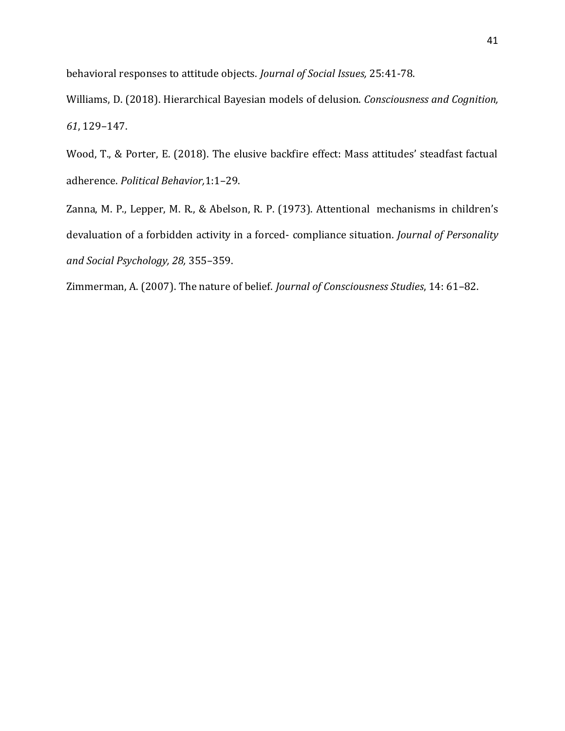behavioral responses to attitude objects. *Journal of Social Issues,* 25:41-78.

Williams, D. (2018). Hierarchical Bayesian models of delusion. *Consciousness and Cognition, 61*, 129–147.

Wood, T., & Porter, E. (2018). The elusive backfire effect: Mass attitudes' steadfast factual adherence. *Political Behavior,*1:1–29.

Zanna, M. P., Lepper, M. R., & Abelson, R. P. (1973). Attentional mechanisms in children's devaluation of a forbidden activity in a forced- compliance situation. *Journal of Personality and Social Psychology, 28,* 355–359.

Zimmerman, A. (2007). The nature of belief. *Journal of Consciousness Studies*, 14: 61–82.